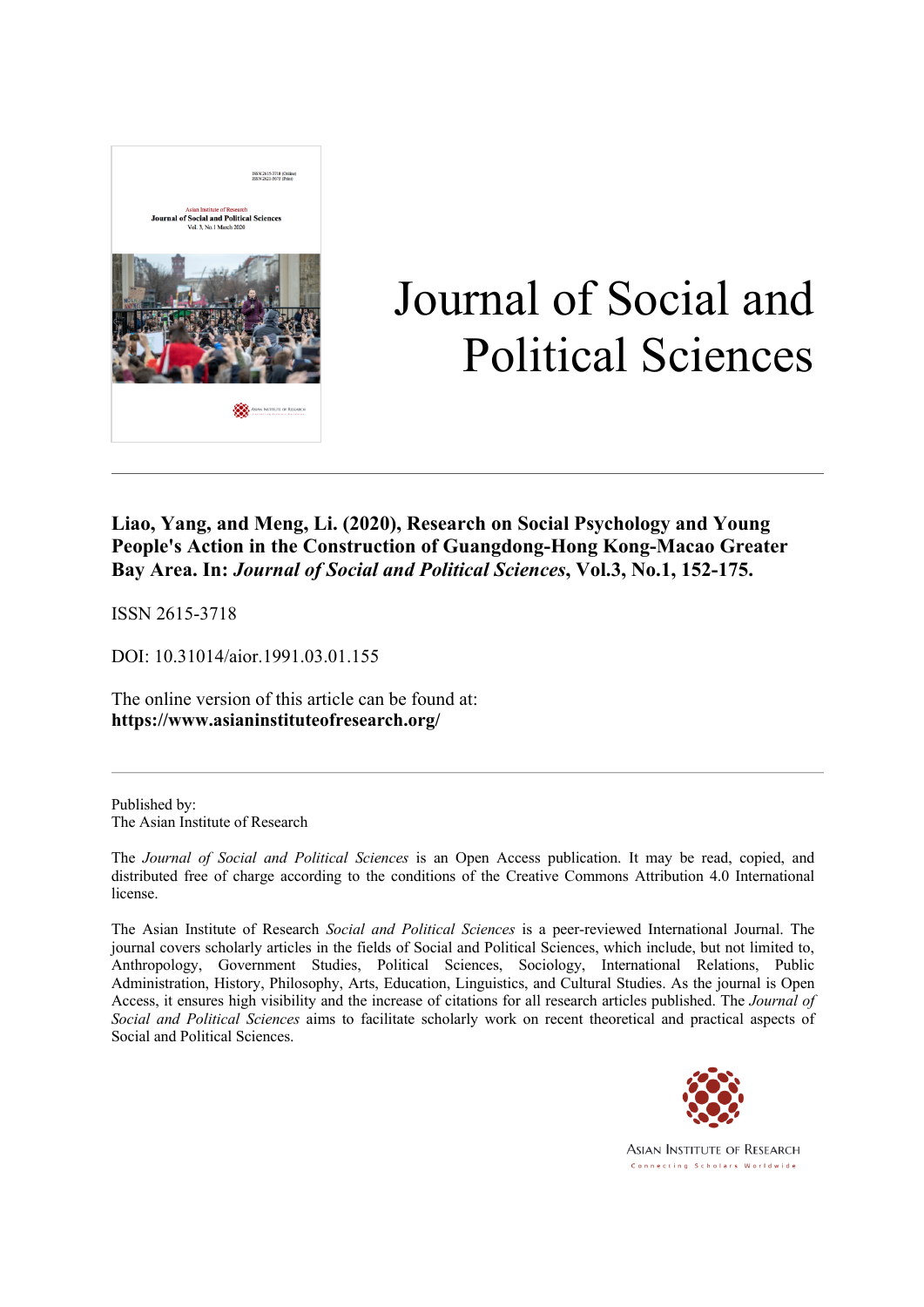# Journal of Social and Political Sciences

**Liao, Yang, and Meng, Li. (2020), Research on Social Psychology and Young People's Action in the Construction of Guangdong-Hong Kong-Macao Greater Bay Area. In: *Journal of Social and Political Sciences*, Vol.3, No.1, 152-175.**

ISSN 2615-3718

DOI: 10.31014/aior.1991.03.01.155

The online version of this article can be found at:
**https://www.asianinstituteofresearch.org/**

---

Published by:
The Asian Institute of Research

The *Journal of Social and Political Sciences* is an Open Access publication. It may be read, copied, and distributed free of charge according to the conditions of the Creative Commons Attribution 4.0 International license.

The Asian Institute of Research *Social and Political Sciences* is a peer-reviewed International Journal. The journal covers scholarly articles in the fields of Social and Political Sciences, which include, but not limited to, Anthropology, Government Studies, Political Sciences, Sociology, International Relations, Public Administration, History, Philosophy, Arts, Education, Linguistics, and Cultural Studies. As the journal is Open Access, it ensures high visibility and the increase of citations for all research articles published. The *Journal of Social and Political Sciences* aims to facilitate scholarly work on recent theoretical and practical aspects of Social and Political Sciences.

ASIAN INSTITUTE OF RESEARCH
Connecting Scholars Worldwide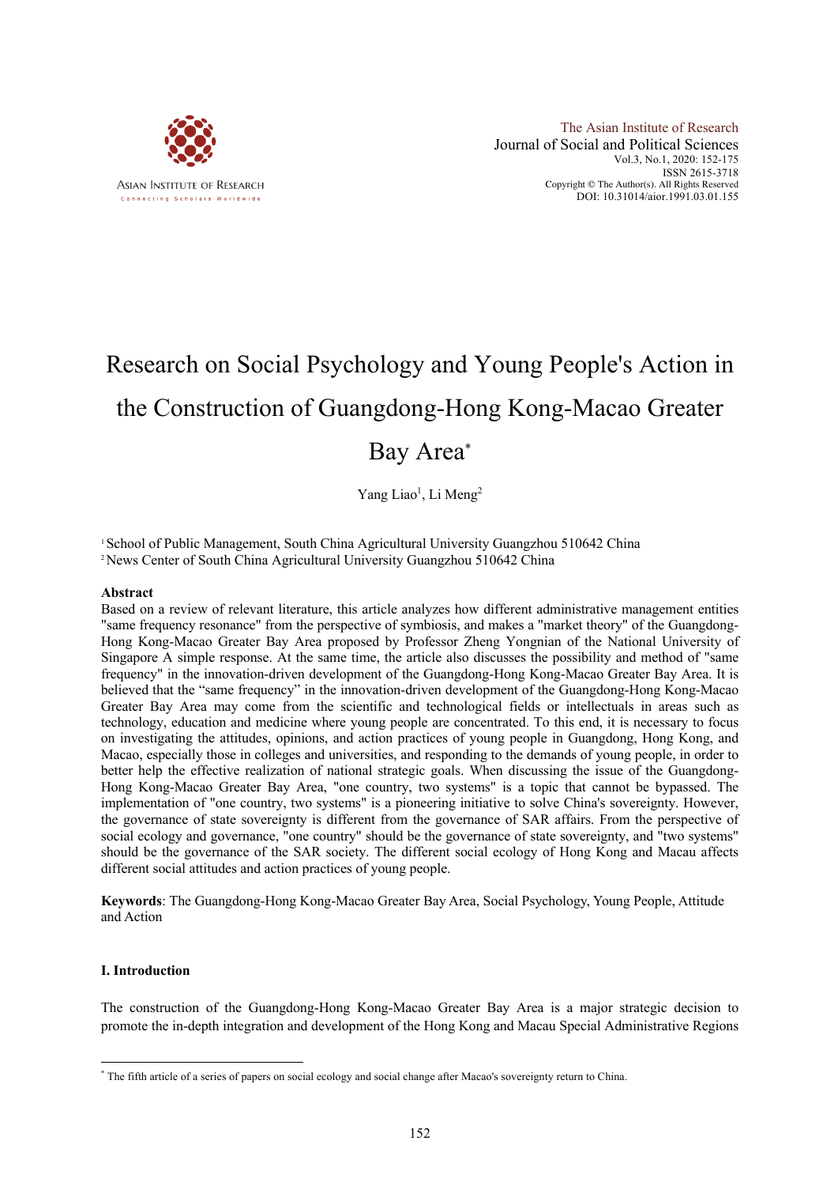# Research on Social Psychology and Young People's Action in the Construction of Guangdong-Hong Kong-Macao Greater Bay Area*

Yang Liao[1], Li Meng[2]

[1] School of Public Management, South China Agricultural University Guangzhou 510642 China
[2] News Center of South China Agricultural University Guangzhou 510642 China

**Abstract**

Based on a review of relevant literature, this article analyzes how different administrative management entities "same frequency resonance" from the perspective of symbiosis, and makes a "market theory" of the Guangdong-Hong Kong-Macao Greater Bay Area proposed by Professor Zheng Yongnian of the National University of Singapore A simple response. At the same time, the article also discusses the possibility and method of "same frequency" in the innovation-driven development of the Guangdong-Hong Kong-Macao Greater Bay Area. It is believed that the "same frequency" in the innovation-driven development of the Guangdong-Hong Kong-Macao Greater Bay Area may come from the scientific and technological fields or intellectuals in areas such as technology, education and medicine where young people are concentrated. To this end, it is necessary to focus on investigating the attitudes, opinions, and action practices of young people in Guangdong, Hong Kong, and Macao, especially those in colleges and universities, and responding to the demands of young people, in order to better help the effective realization of national strategic goals. When discussing the issue of the Guangdong-Hong Kong-Macao Greater Bay Area, "one country, two systems" is a topic that cannot be bypassed. The implementation of "one country, two systems" is a pioneering initiative to solve China's sovereignty. However, the governance of state sovereignty is different from the governance of SAR affairs. From the perspective of social ecology and governance, "one country" should be the governance of state sovereignty, and "two systems" should be the governance of the SAR society. The different social ecology of Hong Kong and Macau affects different social attitudes and action practices of young people.

**Keywords**: The Guangdong-Hong Kong-Macao Greater Bay Area, Social Psychology, Young People, Attitude and Action

### I. Introduction

The construction of the Guangdong-Hong Kong-Macao Greater Bay Area is a major strategic decision to promote the in-depth integration and development of the Hong Kong and Macau Special Administrative Regions

* The fifth article of a series of papers on social ecology and social change after Macao's sovereignty return to China.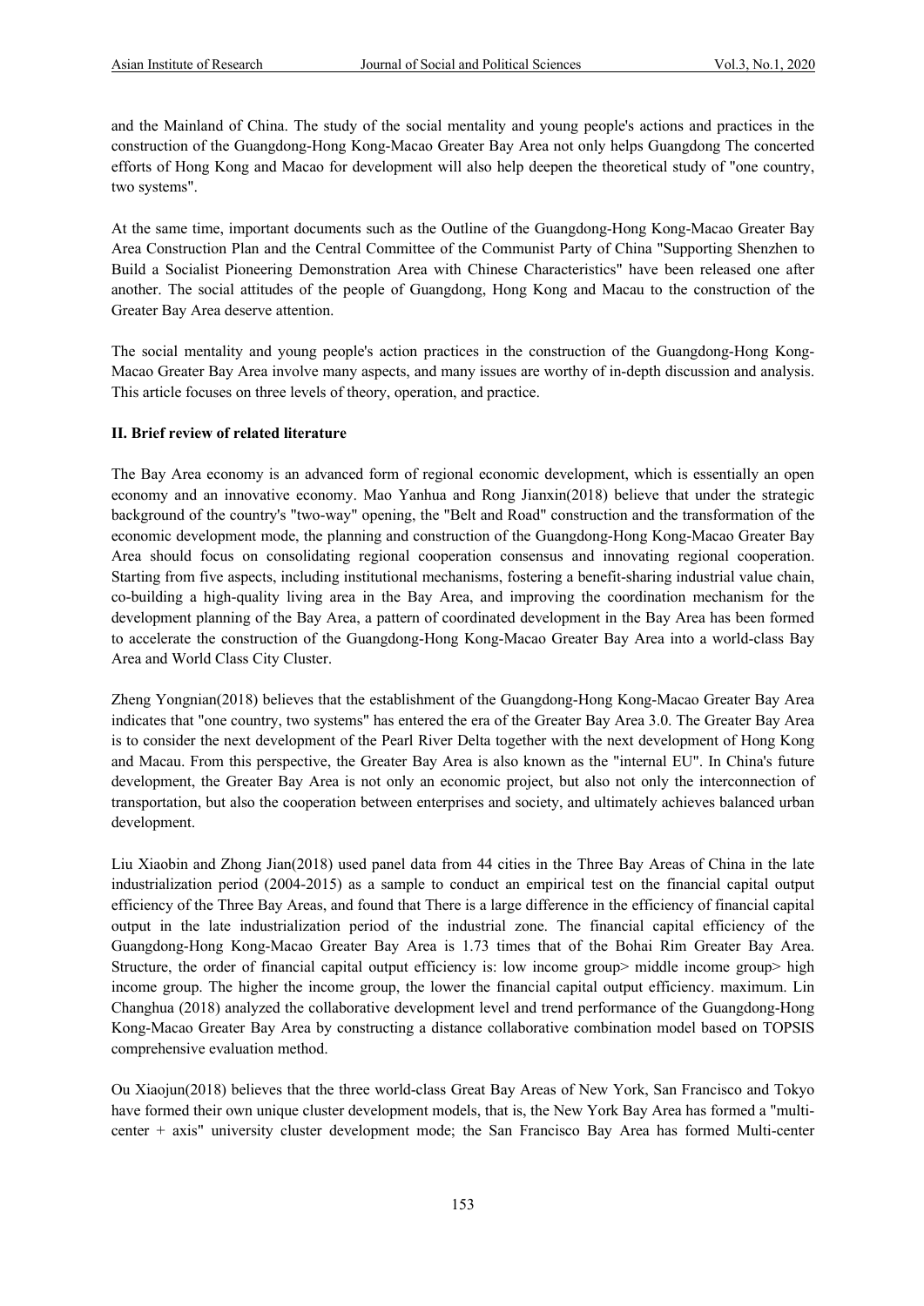and the Mainland of China. The study of the social mentality and young people's actions and practices in the construction of the Guangdong-Hong Kong-Macao Greater Bay Area not only helps Guangdong The concerted efforts of Hong Kong and Macao for development will also help deepen the theoretical study of "one country, two systems".

At the same time, important documents such as the Outline of the Guangdong-Hong Kong-Macao Greater Bay Area Construction Plan and the Central Committee of the Communist Party of China "Supporting Shenzhen to Build a Socialist Pioneering Demonstration Area with Chinese Characteristics" have been released one after another. The social attitudes of the people of Guangdong, Hong Kong and Macau to the construction of the Greater Bay Area deserve attention.

The social mentality and young people's action practices in the construction of the Guangdong-Hong Kong-Macao Greater Bay Area involve many aspects, and many issues are worthy of in-depth discussion and analysis. This article focuses on three levels of theory, operation, and practice.

## II. Brief review of related literature

The Bay Area economy is an advanced form of regional economic development, which is essentially an open economy and an innovative economy. Mao Yanhua and Rong Jianxin(2018) believe that under the strategic background of the country's "two-way" opening, the "Belt and Road" construction and the transformation of the economic development mode, the planning and construction of the Guangdong-Hong Kong-Macao Greater Bay Area should focus on consolidating regional cooperation consensus and innovating regional cooperation. Starting from five aspects, including institutional mechanisms, fostering a benefit-sharing industrial value chain, co-building a high-quality living area in the Bay Area, and improving the coordination mechanism for the development planning of the Bay Area, a pattern of coordinated development in the Bay Area has been formed to accelerate the construction of the Guangdong-Hong Kong-Macao Greater Bay Area into a world-class Bay Area and World Class City Cluster.

Zheng Yongnian(2018) believes that the establishment of the Guangdong-Hong Kong-Macao Greater Bay Area indicates that "one country, two systems" has entered the era of the Greater Bay Area 3.0. The Greater Bay Area is to consider the next development of the Pearl River Delta together with the next development of Hong Kong and Macau. From this perspective, the Greater Bay Area is also known as the "internal EU". In China's future development, the Greater Bay Area is not only an economic project, but also not only the interconnection of transportation, but also the cooperation between enterprises and society, and ultimately achieves balanced urban development.

Liu Xiaobin and Zhong Jian(2018) used panel data from 44 cities in the Three Bay Areas of China in the late industrialization period (2004-2015) as a sample to conduct an empirical test on the financial capital output efficiency of the Three Bay Areas, and found that There is a large difference in the efficiency of financial capital output in the late industrialization period of the industrial zone. The financial capital efficiency of the Guangdong-Hong Kong-Macao Greater Bay Area is 1.73 times that of the Bohai Rim Greater Bay Area. Structure, the order of financial capital output efficiency is: low income group> middle income group> high income group. The higher the income group, the lower the financial capital output efficiency. maximum. Lin Changhua (2018) analyzed the collaborative development level and trend performance of the Guangdong-Hong Kong-Macao Greater Bay Area by constructing a distance collaborative combination model based on TOPSIS comprehensive evaluation method.

Ou Xiaojun(2018) believes that the three world-class Great Bay Areas of New York, San Francisco and Tokyo have formed their own unique cluster development models, that is, the New York Bay Area has formed a "multi-center + axis" university cluster development mode; the San Francisco Bay Area has formed Multi-center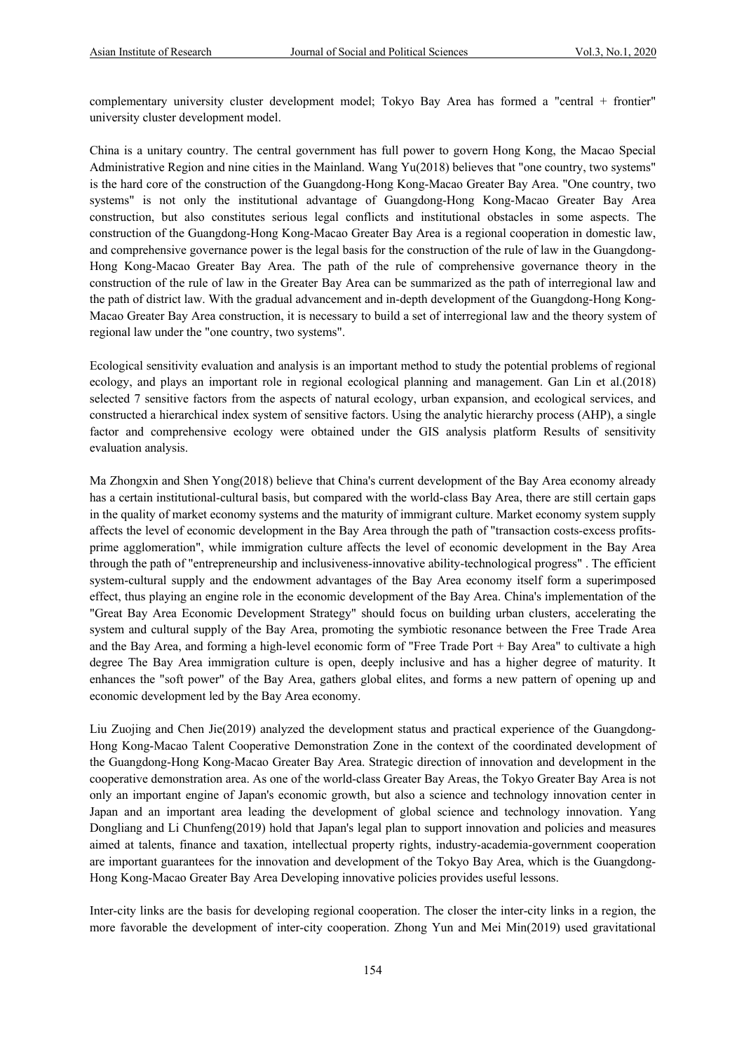complementary university cluster development model; Tokyo Bay Area has formed a "central + frontier" university cluster development model.

China is a unitary country. The central government has full power to govern Hong Kong, the Macao Special Administrative Region and nine cities in the Mainland. Wang Yu(2018) believes that "one country, two systems" is the hard core of the construction of the Guangdong-Hong Kong-Macao Greater Bay Area. "One country, two systems" is not only the institutional advantage of Guangdong-Hong Kong-Macao Greater Bay Area construction, but also constitutes serious legal conflicts and institutional obstacles in some aspects. The construction of the Guangdong-Hong Kong-Macao Greater Bay Area is a regional cooperation in domestic law, and comprehensive governance power is the legal basis for the construction of the rule of law in the Guangdong-Hong Kong-Macao Greater Bay Area. The path of the rule of comprehensive governance theory in the construction of the rule of law in the Greater Bay Area can be summarized as the path of interregional law and the path of district law. With the gradual advancement and in-depth development of the Guangdong-Hong Kong-Macao Greater Bay Area construction, it is necessary to build a set of interregional law and the theory system of regional law under the "one country, two systems".

Ecological sensitivity evaluation and analysis is an important method to study the potential problems of regional ecology, and plays an important role in regional ecological planning and management. Gan Lin et al.(2018) selected 7 sensitive factors from the aspects of natural ecology, urban expansion, and ecological services, and constructed a hierarchical index system of sensitive factors. Using the analytic hierarchy process (AHP), a single factor and comprehensive ecology were obtained under the GIS analysis platform Results of sensitivity evaluation analysis.

Ma Zhongxin and Shen Yong(2018) believe that China's current development of the Bay Area economy already has a certain institutional-cultural basis, but compared with the world-class Bay Area, there are still certain gaps in the quality of market economy systems and the maturity of immigrant culture. Market economy system supply affects the level of economic development in the Bay Area through the path of "transaction costs-excess profits-prime agglomeration", while immigration culture affects the level of economic development in the Bay Area through the path of "entrepreneurship and inclusiveness-innovative ability-technological progress" . The efficient system-cultural supply and the endowment advantages of the Bay Area economy itself form a superimposed effect, thus playing an engine role in the economic development of the Bay Area. China's implementation of the "Great Bay Area Economic Development Strategy" should focus on building urban clusters, accelerating the system and cultural supply of the Bay Area, promoting the symbiotic resonance between the Free Trade Area and the Bay Area, and forming a high-level economic form of "Free Trade Port + Bay Area" to cultivate a high degree The Bay Area immigration culture is open, deeply inclusive and has a higher degree of maturity. It enhances the "soft power" of the Bay Area, gathers global elites, and forms a new pattern of opening up and economic development led by the Bay Area economy.

Liu Zuojing and Chen Jie(2019) analyzed the development status and practical experience of the Guangdong-Hong Kong-Macao Talent Cooperative Demonstration Zone in the context of the coordinated development of the Guangdong-Hong Kong-Macao Greater Bay Area. Strategic direction of innovation and development in the cooperative demonstration area. As one of the world-class Greater Bay Areas, the Tokyo Greater Bay Area is not only an important engine of Japan's economic growth, but also a science and technology innovation center in Japan and an important area leading the development of global science and technology innovation. Yang Dongliang and Li Chunfeng(2019) hold that Japan's legal plan to support innovation and policies and measures aimed at talents, finance and taxation, intellectual property rights, industry-academia-government cooperation are important guarantees for the innovation and development of the Tokyo Bay Area, which is the Guangdong-Hong Kong-Macao Greater Bay Area Developing innovative policies provides useful lessons.

Inter-city links are the basis for developing regional cooperation. The closer the inter-city links in a region, the more favorable the development of inter-city cooperation. Zhong Yun and Mei Min(2019) used gravitational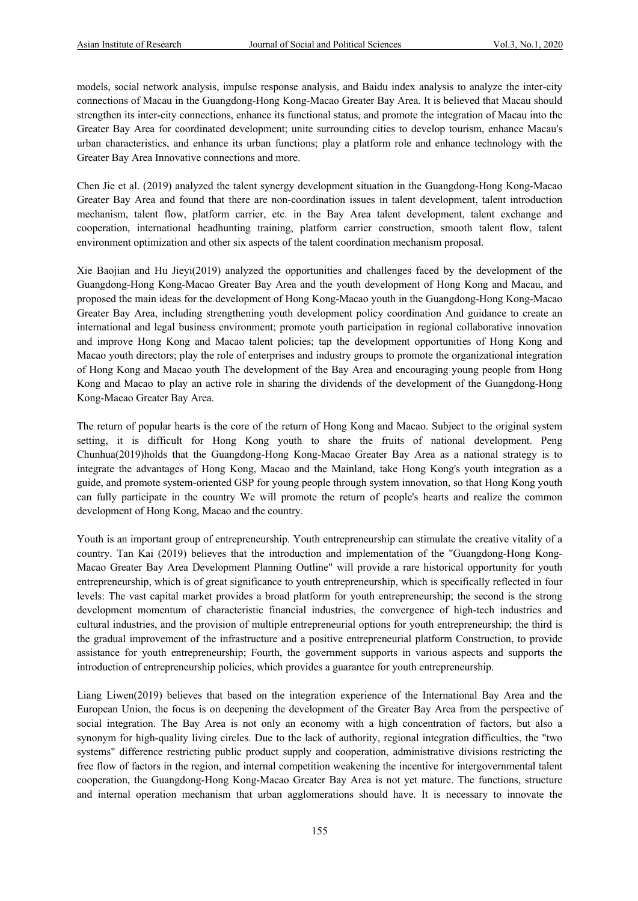models, social network analysis, impulse response analysis, and Baidu index analysis to analyze the inter-city connections of Macau in the Guangdong-Hong Kong-Macao Greater Bay Area. It is believed that Macau should strengthen its inter-city connections, enhance its functional status, and promote the integration of Macau into the Greater Bay Area for coordinated development; unite surrounding cities to develop tourism, enhance Macau's urban characteristics, and enhance its urban functions; play a platform role and enhance technology with the Greater Bay Area Innovative connections and more.

Chen Jie et al. (2019) analyzed the talent synergy development situation in the Guangdong-Hong Kong-Macao Greater Bay Area and found that there are non-coordination issues in talent development, talent introduction mechanism, talent flow, platform carrier, etc. in the Bay Area talent development, talent exchange and cooperation, international headhunting training, platform carrier construction, smooth talent flow, talent environment optimization and other six aspects of the talent coordination mechanism proposal.

Xie Baojian and Hu Jieyi(2019) analyzed the opportunities and challenges faced by the development of the Guangdong-Hong Kong-Macao Greater Bay Area and the youth development of Hong Kong and Macau, and proposed the main ideas for the development of Hong Kong-Macao youth in the Guangdong-Hong Kong-Macao Greater Bay Area, including strengthening youth development policy coordination And guidance to create an international and legal business environment; promote youth participation in regional collaborative innovation and improve Hong Kong and Macao talent policies; tap the development opportunities of Hong Kong and Macao youth directors; play the role of enterprises and industry groups to promote the organizational integration of Hong Kong and Macao youth The development of the Bay Area and encouraging young people from Hong Kong and Macao to play an active role in sharing the dividends of the development of the Guangdong-Hong Kong-Macao Greater Bay Area.

The return of popular hearts is the core of the return of Hong Kong and Macao. Subject to the original system setting, it is difficult for Hong Kong youth to share the fruits of national development. Peng Chunhua(2019)holds that the Guangdong-Hong Kong-Macao Greater Bay Area as a national strategy is to integrate the advantages of Hong Kong, Macao and the Mainland, take Hong Kong's youth integration as a guide, and promote system-oriented GSP for young people through system innovation, so that Hong Kong youth can fully participate in the country We will promote the return of people's hearts and realize the common development of Hong Kong, Macao and the country.

Youth is an important group of entrepreneurship. Youth entrepreneurship can stimulate the creative vitality of a country. Tan Kai (2019) believes that the introduction and implementation of the "Guangdong-Hong Kong-Macao Greater Bay Area Development Planning Outline" will provide a rare historical opportunity for youth entrepreneurship, which is of great significance to youth entrepreneurship, which is specifically reflected in four levels: The vast capital market provides a broad platform for youth entrepreneurship; the second is the strong development momentum of characteristic financial industries, the convergence of high-tech industries and cultural industries, and the provision of multiple entrepreneurial options for youth entrepreneurship; the third is the gradual improvement of the infrastructure and a positive entrepreneurial platform Construction, to provide assistance for youth entrepreneurship; Fourth, the government supports in various aspects and supports the introduction of entrepreneurship policies, which provides a guarantee for youth entrepreneurship.

Liang Liwen(2019) believes that based on the integration experience of the International Bay Area and the European Union, the focus is on deepening the development of the Greater Bay Area from the perspective of social integration. The Bay Area is not only an economy with a high concentration of factors, but also a synonym for high-quality living circles. Due to the lack of authority, regional integration difficulties, the "two systems" difference restricting public product supply and cooperation, administrative divisions restricting the free flow of factors in the region, and internal competition weakening the incentive for intergovernmental talent cooperation, the Guangdong-Hong Kong-Macao Greater Bay Area is not yet mature. The functions, structure and internal operation mechanism that urban agglomerations should have. It is necessary to innovate the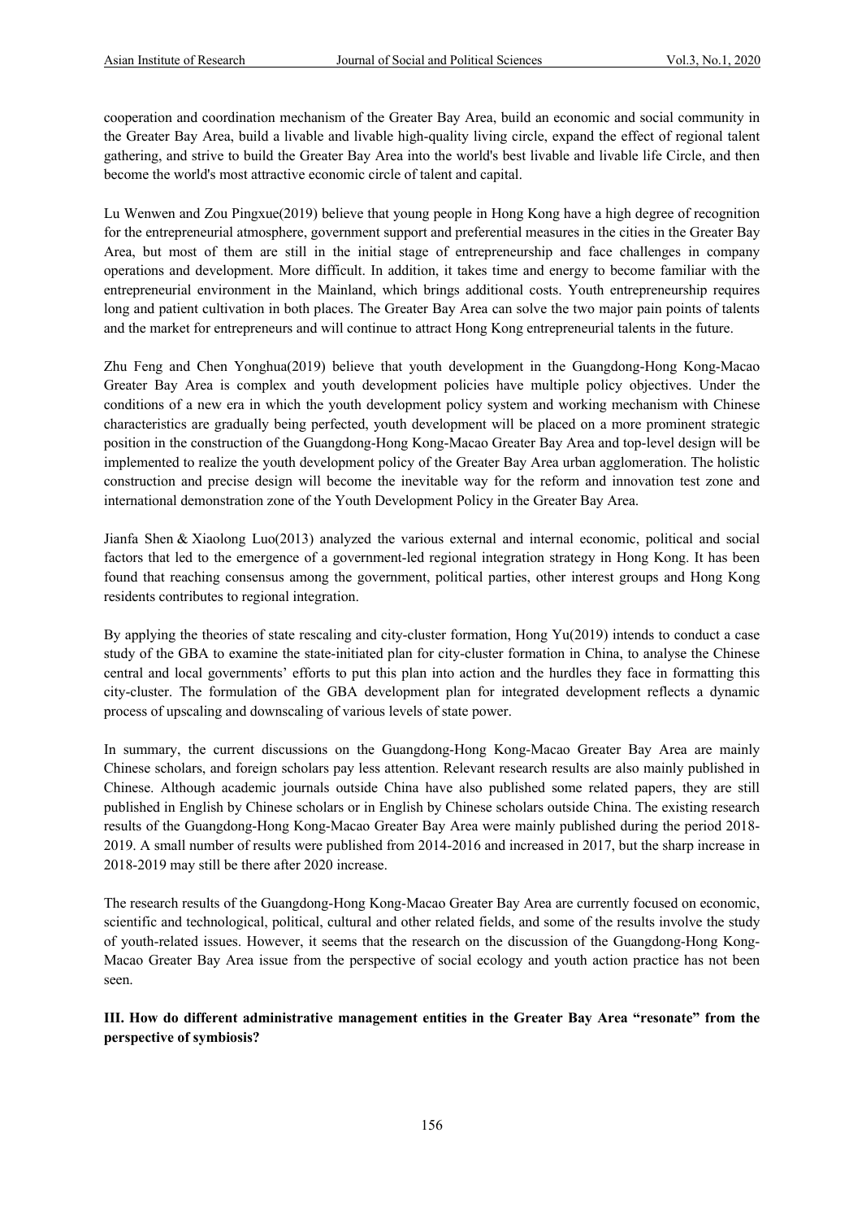cooperation and coordination mechanism of the Greater Bay Area, build an economic and social community in the Greater Bay Area, build a livable and livable high-quality living circle, expand the effect of regional talent gathering, and strive to build the Greater Bay Area into the world's best livable and livable life Circle, and then become the world's most attractive economic circle of talent and capital.

Lu Wenwen and Zou Pingxue(2019) believe that young people in Hong Kong have a high degree of recognition for the entrepreneurial atmosphere, government support and preferential measures in the cities in the Greater Bay Area, but most of them are still in the initial stage of entrepreneurship and face challenges in company operations and development. More difficult. In addition, it takes time and energy to become familiar with the entrepreneurial environment in the Mainland, which brings additional costs. Youth entrepreneurship requires long and patient cultivation in both places. The Greater Bay Area can solve the two major pain points of talents and the market for entrepreneurs and will continue to attract Hong Kong entrepreneurial talents in the future.

Zhu Feng and Chen Yonghua(2019) believe that youth development in the Guangdong-Hong Kong-Macao Greater Bay Area is complex and youth development policies have multiple policy objectives. Under the conditions of a new era in which the youth development policy system and working mechanism with Chinese characteristics are gradually being perfected, youth development will be placed on a more prominent strategic position in the construction of the Guangdong-Hong Kong-Macao Greater Bay Area and top-level design will be implemented to realize the youth development policy of the Greater Bay Area urban agglomeration. The holistic construction and precise design will become the inevitable way for the reform and innovation test zone and international demonstration zone of the Youth Development Policy in the Greater Bay Area.

Jianfa Shen & Xiaolong Luo(2013) analyzed the various external and internal economic, political and social factors that led to the emergence of a government-led regional integration strategy in Hong Kong. It has been found that reaching consensus among the government, political parties, other interest groups and Hong Kong residents contributes to regional integration.

By applying the theories of state rescaling and city-cluster formation, Hong Yu(2019) intends to conduct a case study of the GBA to examine the state-initiated plan for city-cluster formation in China, to analyse the Chinese central and local governments' efforts to put this plan into action and the hurdles they face in formatting this city-cluster. The formulation of the GBA development plan for integrated development reflects a dynamic process of upscaling and downscaling of various levels of state power.

In summary, the current discussions on the Guangdong-Hong Kong-Macao Greater Bay Area are mainly Chinese scholars, and foreign scholars pay less attention. Relevant research results are also mainly published in Chinese. Although academic journals outside China have also published some related papers, they are still published in English by Chinese scholars or in English by Chinese scholars outside China. The existing research results of the Guangdong-Hong Kong-Macao Greater Bay Area were mainly published during the period 2018-2019. A small number of results were published from 2014-2016 and increased in 2017, but the sharp increase in 2018-2019 may still be there after 2020 increase.

The research results of the Guangdong-Hong Kong-Macao Greater Bay Area are currently focused on economic, scientific and technological, political, cultural and other related fields, and some of the results involve the study of youth-related issues. However, it seems that the research on the discussion of the Guangdong-Hong Kong-Macao Greater Bay Area issue from the perspective of social ecology and youth action practice has not been seen.

## III. How do different administrative management entities in the Greater Bay Area "resonate" from the perspective of symbiosis?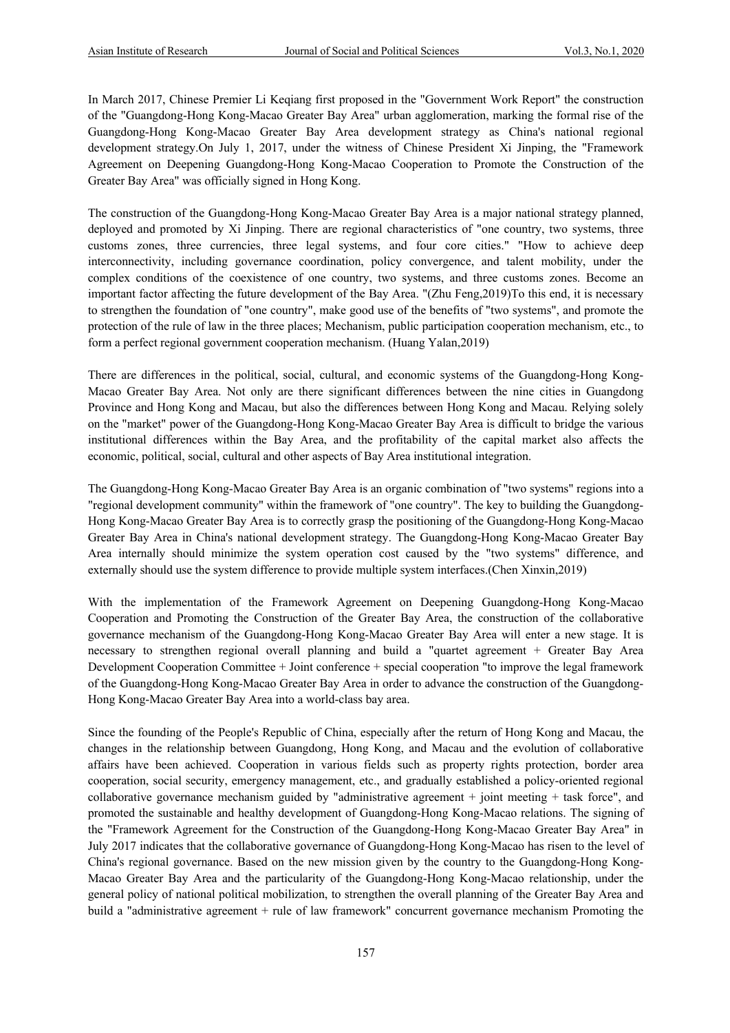In March 2017, Chinese Premier Li Keqiang first proposed in the "Government Work Report" the construction of the "Guangdong-Hong Kong-Macao Greater Bay Area" urban agglomeration, marking the formal rise of the Guangdong-Hong Kong-Macao Greater Bay Area development strategy as China's national regional development strategy.On July 1, 2017, under the witness of Chinese President Xi Jinping, the "Framework Agreement on Deepening Guangdong-Hong Kong-Macao Cooperation to Promote the Construction of the Greater Bay Area" was officially signed in Hong Kong.

The construction of the Guangdong-Hong Kong-Macao Greater Bay Area is a major national strategy planned, deployed and promoted by Xi Jinping. There are regional characteristics of "one country, two systems, three customs zones, three currencies, three legal systems, and four core cities." "How to achieve deep interconnectivity, including governance coordination, policy convergence, and talent mobility, under the complex conditions of the coexistence of one country, two systems, and three customs zones. Become an important factor affecting the future development of the Bay Area. "(Zhu Feng,2019)To this end, it is necessary to strengthen the foundation of "one country", make good use of the benefits of "two systems", and promote the protection of the rule of law in the three places; Mechanism, public participation cooperation mechanism, etc., to form a perfect regional government cooperation mechanism. (Huang Yalan,2019)

There are differences in the political, social, cultural, and economic systems of the Guangdong-Hong Kong-Macao Greater Bay Area. Not only are there significant differences between the nine cities in Guangdong Province and Hong Kong and Macau, but also the differences between Hong Kong and Macau. Relying solely on the "market" power of the Guangdong-Hong Kong-Macao Greater Bay Area is difficult to bridge the various institutional differences within the Bay Area, and the profitability of the capital market also affects the economic, political, social, cultural and other aspects of Bay Area institutional integration.

The Guangdong-Hong Kong-Macao Greater Bay Area is an organic combination of "two systems" regions into a "regional development community" within the framework of "one country". The key to building the Guangdong-Hong Kong-Macao Greater Bay Area is to correctly grasp the positioning of the Guangdong-Hong Kong-Macao Greater Bay Area in China's national development strategy. The Guangdong-Hong Kong-Macao Greater Bay Area internally should minimize the system operation cost caused by the "two systems" difference, and externally should use the system difference to provide multiple system interfaces.(Chen Xinxin,2019)

With the implementation of the Framework Agreement on Deepening Guangdong-Hong Kong-Macao Cooperation and Promoting the Construction of the Greater Bay Area, the construction of the collaborative governance mechanism of the Guangdong-Hong Kong-Macao Greater Bay Area will enter a new stage. It is necessary to strengthen regional overall planning and build a "quartet agreement + Greater Bay Area Development Cooperation Committee + Joint conference + special cooperation "to improve the legal framework of the Guangdong-Hong Kong-Macao Greater Bay Area in order to advance the construction of the Guangdong-Hong Kong-Macao Greater Bay Area into a world-class bay area.

Since the founding of the People's Republic of China, especially after the return of Hong Kong and Macau, the changes in the relationship between Guangdong, Hong Kong, and Macau and the evolution of collaborative affairs have been achieved. Cooperation in various fields such as property rights protection, border area cooperation, social security, emergency management, etc., and gradually established a policy-oriented regional collaborative governance mechanism guided by "administrative agreement + joint meeting + task force", and promoted the sustainable and healthy development of Guangdong-Hong Kong-Macao relations. The signing of the "Framework Agreement for the Construction of the Guangdong-Hong Kong-Macao Greater Bay Area" in July 2017 indicates that the collaborative governance of Guangdong-Hong Kong-Macao has risen to the level of China's regional governance. Based on the new mission given by the country to the Guangdong-Hong Kong-Macao Greater Bay Area and the particularity of the Guangdong-Hong Kong-Macao relationship, under the general policy of national political mobilization, to strengthen the overall planning of the Greater Bay Area and build a "administrative agreement + rule of law framework" concurrent governance mechanism Promoting the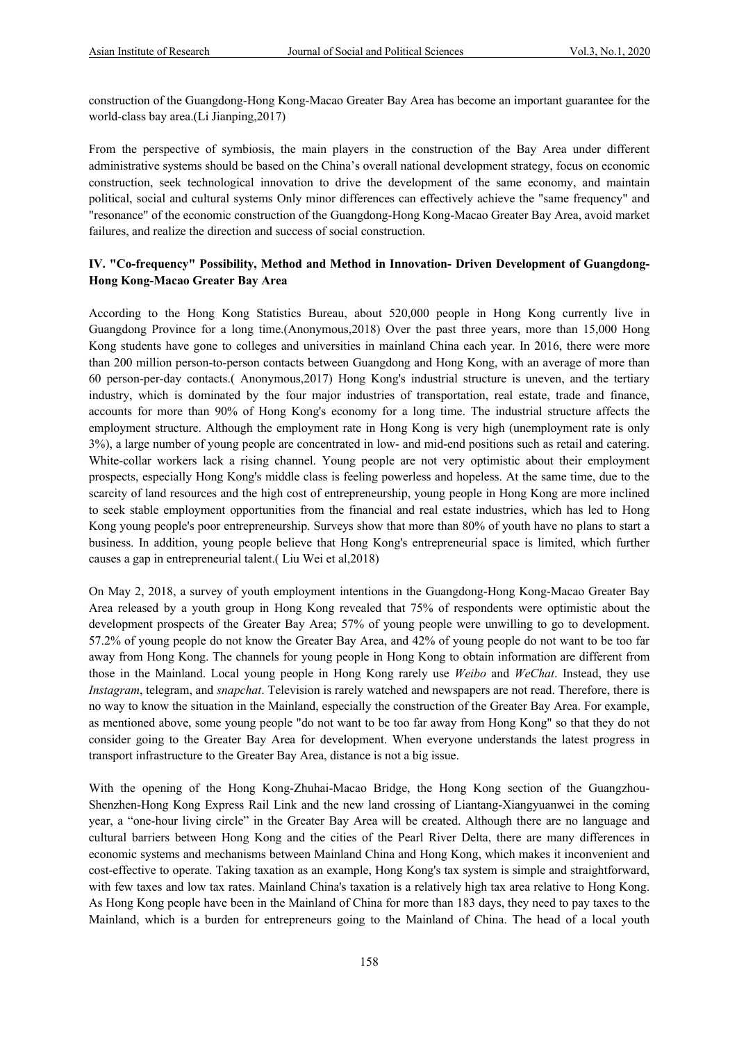construction of the Guangdong-Hong Kong-Macao Greater Bay Area has become an important guarantee for the world-class bay area.(Li Jianping,2017)

From the perspective of symbiosis, the main players in the construction of the Bay Area under different administrative systems should be based on the China's overall national development strategy, focus on economic construction, seek technological innovation to drive the development of the same economy, and maintain political, social and cultural systems Only minor differences can effectively achieve the "same frequency" and "resonance" of the economic construction of the Guangdong-Hong Kong-Macao Greater Bay Area, avoid market failures, and realize the direction and success of social construction.

## IV. "Co-frequency" Possibility, Method and Method in Innovation- Driven Development of Guangdong-Hong Kong-Macao Greater Bay Area

According to the Hong Kong Statistics Bureau, about 520,000 people in Hong Kong currently live in Guangdong Province for a long time.(Anonymous,2018) Over the past three years, more than 15,000 Hong Kong students have gone to colleges and universities in mainland China each year. In 2016, there were more than 200 million person-to-person contacts between Guangdong and Hong Kong, with an average of more than 60 person-per-day contacts.( Anonymous,2017) Hong Kong's industrial structure is uneven, and the tertiary industry, which is dominated by the four major industries of transportation, real estate, trade and finance, accounts for more than 90% of Hong Kong's economy for a long time. The industrial structure affects the employment structure. Although the employment rate in Hong Kong is very high (unemployment rate is only 3%), a large number of young people are concentrated in low- and mid-end positions such as retail and catering. White-collar workers lack a rising channel. Young people are not very optimistic about their employment prospects, especially Hong Kong's middle class is feeling powerless and hopeless. At the same time, due to the scarcity of land resources and the high cost of entrepreneurship, young people in Hong Kong are more inclined to seek stable employment opportunities from the financial and real estate industries, which has led to Hong Kong young people's poor entrepreneurship. Surveys show that more than 80% of youth have no plans to start a business. In addition, young people believe that Hong Kong's entrepreneurial space is limited, which further causes a gap in entrepreneurial talent.( Liu Wei et al,2018)

On May 2, 2018, a survey of youth employment intentions in the Guangdong-Hong Kong-Macao Greater Bay Area released by a youth group in Hong Kong revealed that 75% of respondents were optimistic about the development prospects of the Greater Bay Area; 57% of young people were unwilling to go to development. 57.2% of young people do not know the Greater Bay Area, and 42% of young people do not want to be too far away from Hong Kong. The channels for young people in Hong Kong to obtain information are different from those in the Mainland. Local young people in Hong Kong rarely use *Weibo* and *WeChat*. Instead, they use *Instagram*, telegram, and *snapchat*. Television is rarely watched and newspapers are not read. Therefore, there is no way to know the situation in the Mainland, especially the construction of the Greater Bay Area. For example, as mentioned above, some young people "do not want to be too far away from Hong Kong" so that they do not consider going to the Greater Bay Area for development. When everyone understands the latest progress in transport infrastructure to the Greater Bay Area, distance is not a big issue.

With the opening of the Hong Kong-Zhuhai-Macao Bridge, the Hong Kong section of the Guangzhou-Shenzhen-Hong Kong Express Rail Link and the new land crossing of Liantang-Xiangyuanwei in the coming year, a "one-hour living circle" in the Greater Bay Area will be created. Although there are no language and cultural barriers between Hong Kong and the cities of the Pearl River Delta, there are many differences in economic systems and mechanisms between Mainland China and Hong Kong, which makes it inconvenient and cost-effective to operate. Taking taxation as an example, Hong Kong's tax system is simple and straightforward, with few taxes and low tax rates. Mainland China's taxation is a relatively high tax area relative to Hong Kong. As Hong Kong people have been in the Mainland of China for more than 183 days, they need to pay taxes to the Mainland, which is a burden for entrepreneurs going to the Mainland of China. The head of a local youth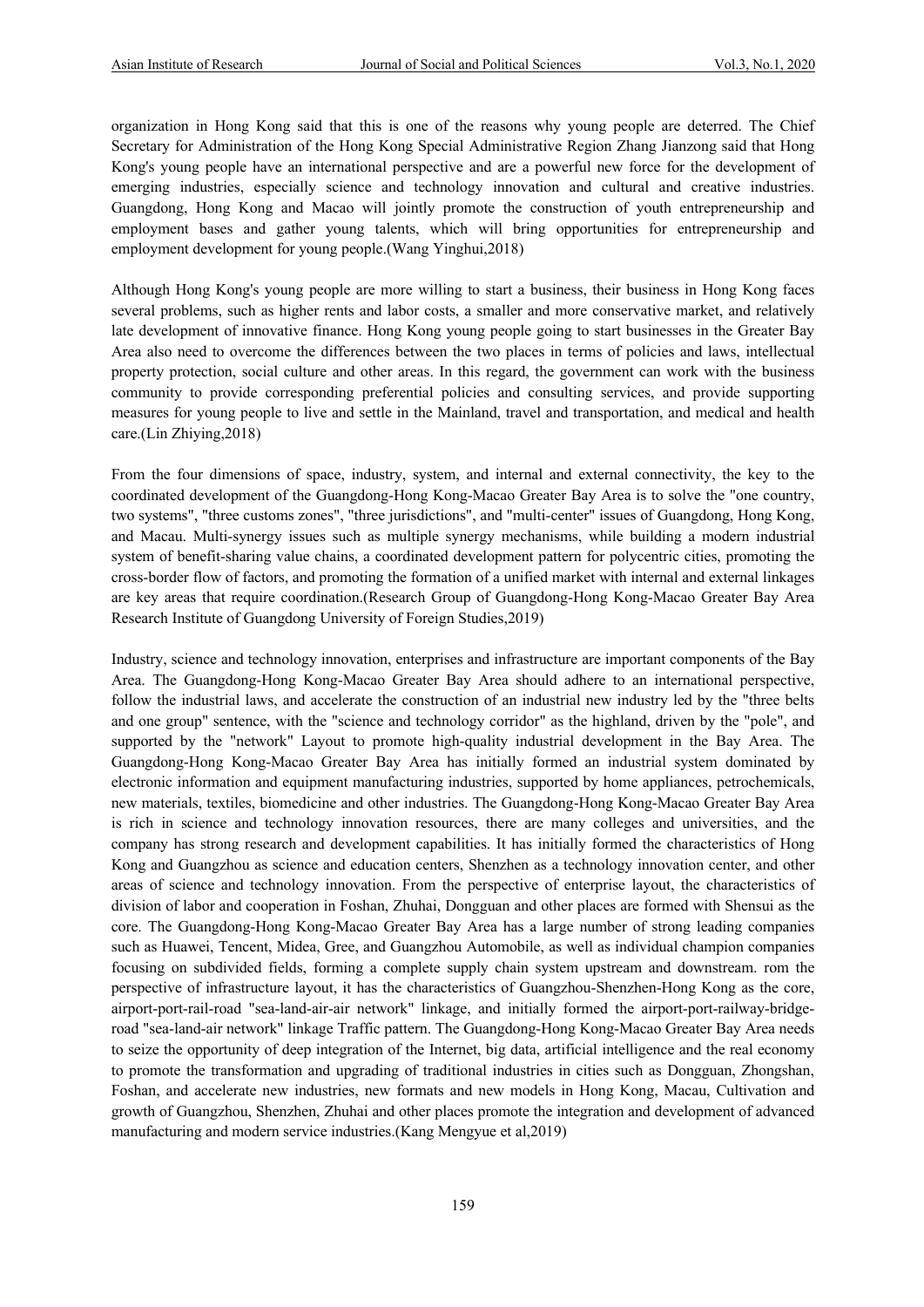organization in Hong Kong said that this is one of the reasons why young people are deterred. The Chief Secretary for Administration of the Hong Kong Special Administrative Region Zhang Jianzong said that Hong Kong's young people have an international perspective and are a powerful new force for the development of emerging industries, especially science and technology innovation and cultural and creative industries. Guangdong, Hong Kong and Macao will jointly promote the construction of youth entrepreneurship and employment bases and gather young talents, which will bring opportunities for entrepreneurship and employment development for young people.(Wang Yinghui,2018)

Although Hong Kong's young people are more willing to start a business, their business in Hong Kong faces several problems, such as higher rents and labor costs, a smaller and more conservative market, and relatively late development of innovative finance. Hong Kong young people going to start businesses in the Greater Bay Area also need to overcome the differences between the two places in terms of policies and laws, intellectual property protection, social culture and other areas. In this regard, the government can work with the business community to provide corresponding preferential policies and consulting services, and provide supporting measures for young people to live and settle in the Mainland, travel and transportation, and medical and health care.(Lin Zhiying,2018)

From the four dimensions of space, industry, system, and internal and external connectivity, the key to the coordinated development of the Guangdong-Hong Kong-Macao Greater Bay Area is to solve the "one country, two systems", "three customs zones", "three jurisdictions", and "multi-center" issues of Guangdong, Hong Kong, and Macau. Multi-synergy issues such as multiple synergy mechanisms, while building a modern industrial system of benefit-sharing value chains, a coordinated development pattern for polycentric cities, promoting the cross-border flow of factors, and promoting the formation of a unified market with internal and external linkages are key areas that require coordination.(Research Group of Guangdong-Hong Kong-Macao Greater Bay Area Research Institute of Guangdong University of Foreign Studies,2019)

Industry, science and technology innovation, enterprises and infrastructure are important components of the Bay Area. The Guangdong-Hong Kong-Macao Greater Bay Area should adhere to an international perspective, follow the industrial laws, and accelerate the construction of an industrial new industry led by the "three belts and one group" sentence, with the "science and technology corridor" as the highland, driven by the "pole", and supported by the "network" Layout to promote high-quality industrial development in the Bay Area. The Guangdong-Hong Kong-Macao Greater Bay Area has initially formed an industrial system dominated by electronic information and equipment manufacturing industries, supported by home appliances, petrochemicals, new materials, textiles, biomedicine and other industries. The Guangdong-Hong Kong-Macao Greater Bay Area is rich in science and technology innovation resources, there are many colleges and universities, and the company has strong research and development capabilities. It has initially formed the characteristics of Hong Kong and Guangzhou as science and education centers, Shenzhen as a technology innovation center, and other areas of science and technology innovation. From the perspective of enterprise layout, the characteristics of division of labor and cooperation in Foshan, Zhuhai, Dongguan and other places are formed with Shensui as the core. The Guangdong-Hong Kong-Macao Greater Bay Area has a large number of strong leading companies such as Huawei, Tencent, Midea, Gree, and Guangzhou Automobile, as well as individual champion companies focusing on subdivided fields, forming a complete supply chain system upstream and downstream. rom the perspective of infrastructure layout, it has the characteristics of Guangzhou-Shenzhen-Hong Kong as the core, airport-port-rail-road "sea-land-air-air network" linkage, and initially formed the airport-port-railway-bridge-road "sea-land-air network" linkage Traffic pattern. The Guangdong-Hong Kong-Macao Greater Bay Area needs to seize the opportunity of deep integration of the Internet, big data, artificial intelligence and the real economy to promote the transformation and upgrading of traditional industries in cities such as Dongguan, Zhongshan, Foshan, and accelerate new industries, new formats and new models in Hong Kong, Macau, Cultivation and growth of Guangzhou, Shenzhen, Zhuhai and other places promote the integration and development of advanced manufacturing and modern service industries.(Kang Mengyue et al,2019)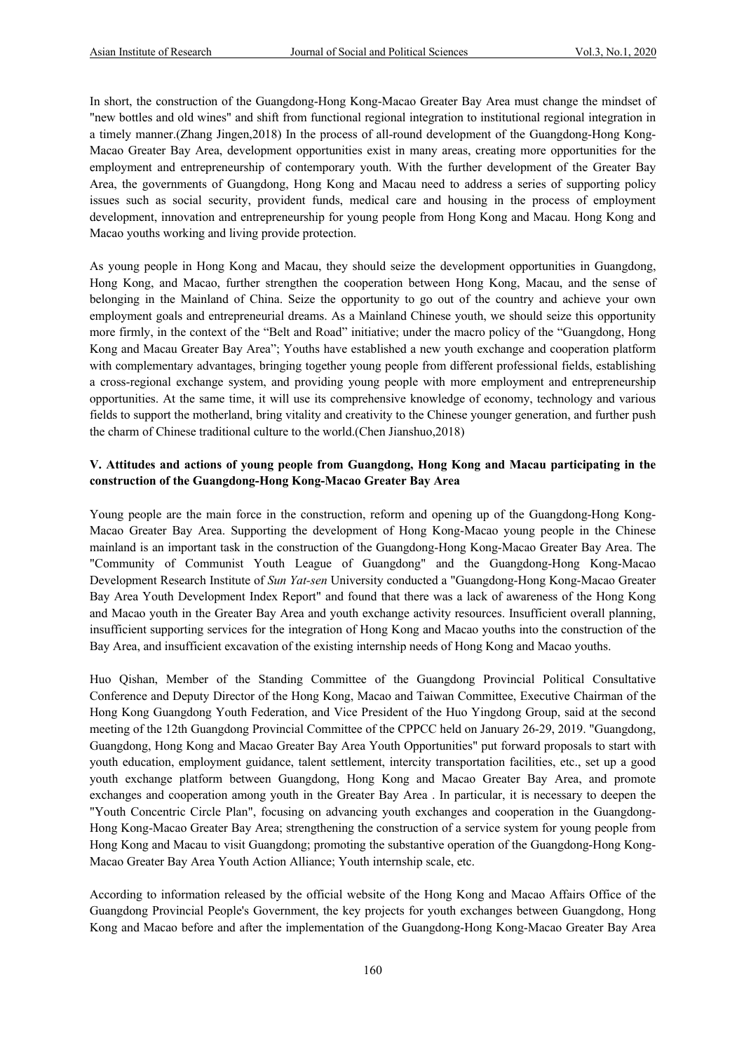In short, the construction of the Guangdong-Hong Kong-Macao Greater Bay Area must change the mindset of "new bottles and old wines" and shift from functional regional integration to institutional regional integration in a timely manner.(Zhang Jingen,2018) In the process of all-round development of the Guangdong-Hong Kong-Macao Greater Bay Area, development opportunities exist in many areas, creating more opportunities for the employment and entrepreneurship of contemporary youth. With the further development of the Greater Bay Area, the governments of Guangdong, Hong Kong and Macau need to address a series of supporting policy issues such as social security, provident funds, medical care and housing in the process of employment development, innovation and entrepreneurship for young people from Hong Kong and Macau. Hong Kong and Macao youths working and living provide protection.

As young people in Hong Kong and Macau, they should seize the development opportunities in Guangdong, Hong Kong, and Macao, further strengthen the cooperation between Hong Kong, Macau, and the sense of belonging in the Mainland of China. Seize the opportunity to go out of the country and achieve your own employment goals and entrepreneurial dreams. As a Mainland Chinese youth, we should seize this opportunity more firmly, in the context of the "Belt and Road" initiative; under the macro policy of the "Guangdong, Hong Kong and Macau Greater Bay Area"; Youths have established a new youth exchange and cooperation platform with complementary advantages, bringing together young people from different professional fields, establishing a cross-regional exchange system, and providing young people with more employment and entrepreneurship opportunities. At the same time, it will use its comprehensive knowledge of economy, technology and various fields to support the motherland, bring vitality and creativity to the Chinese younger generation, and further push the charm of Chinese traditional culture to the world.(Chen Jianshuo,2018)

## V. Attitudes and actions of young people from Guangdong, Hong Kong and Macau participating in the construction of the Guangdong-Hong Kong-Macao Greater Bay Area

Young people are the main force in the construction, reform and opening up of the Guangdong-Hong Kong-Macao Greater Bay Area. Supporting the development of Hong Kong-Macao young people in the Chinese mainland is an important task in the construction of the Guangdong-Hong Kong-Macao Greater Bay Area. The "Community of Communist Youth League of Guangdong" and the Guangdong-Hong Kong-Macao Development Research Institute of *Sun Yat-sen* University conducted a "Guangdong-Hong Kong-Macao Greater Bay Area Youth Development Index Report" and found that there was a lack of awareness of the Hong Kong and Macao youth in the Greater Bay Area and youth exchange activity resources. Insufficient overall planning, insufficient supporting services for the integration of Hong Kong and Macao youths into the construction of the Bay Area, and insufficient excavation of the existing internship needs of Hong Kong and Macao youths.

Huo Qishan, Member of the Standing Committee of the Guangdong Provincial Political Consultative Conference and Deputy Director of the Hong Kong, Macao and Taiwan Committee, Executive Chairman of the Hong Kong Guangdong Youth Federation, and Vice President of the Huo Yingdong Group, said at the second meeting of the 12th Guangdong Provincial Committee of the CPPCC held on January 26-29, 2019. "Guangdong, Guangdong, Hong Kong and Macao Greater Bay Area Youth Opportunities" put forward proposals to start with youth education, employment guidance, talent settlement, intercity transportation facilities, etc., set up a good youth exchange platform between Guangdong, Hong Kong and Macao Greater Bay Area, and promote exchanges and cooperation among youth in the Greater Bay Area . In particular, it is necessary to deepen the "Youth Concentric Circle Plan", focusing on advancing youth exchanges and cooperation in the Guangdong-Hong Kong-Macao Greater Bay Area; strengthening the construction of a service system for young people from Hong Kong and Macau to visit Guangdong; promoting the substantive operation of the Guangdong-Hong Kong-Macao Greater Bay Area Youth Action Alliance; Youth internship scale, etc.

According to information released by the official website of the Hong Kong and Macao Affairs Office of the Guangdong Provincial People's Government, the key projects for youth exchanges between Guangdong, Hong Kong and Macao before and after the implementation of the Guangdong-Hong Kong-Macao Greater Bay Area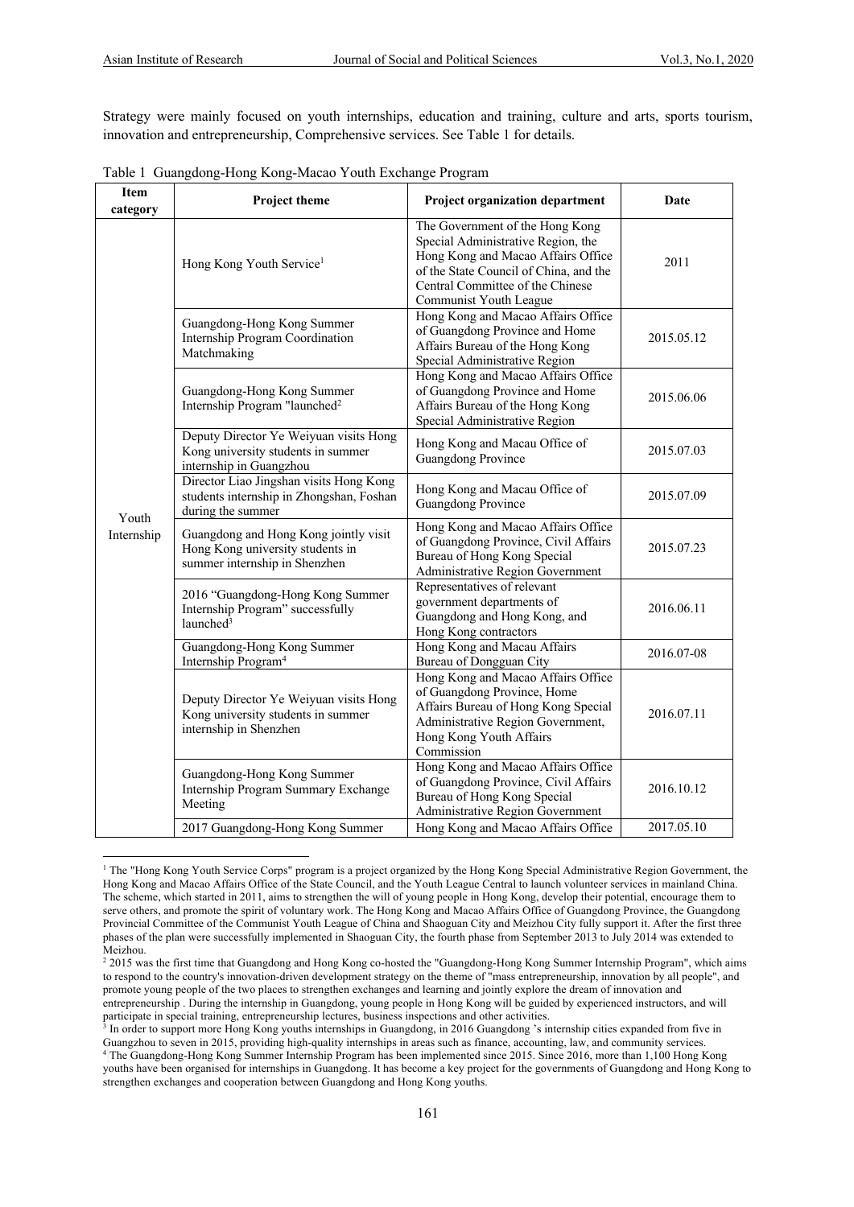Strategy were mainly focused on youth internships, education and training, culture and arts, sports tourism, innovation and entrepreneurship, Comprehensive services. See Table 1 for details.

Table 1 Guangdong-Hong Kong-Macao Youth Exchange Program

| Item category | Project theme | Project organization department | Date |
|---|---|---|---|
| Youth Internship | Hong Kong Youth Service[1] | The Government of the Hong Kong Special Administrative Region, the Hong Kong and Macao Affairs Office of the State Council of China, and the Central Committee of the Chinese Communist Youth League | 2011 |
| | Guangdong-Hong Kong Summer Internship Program Coordination Matchmaking | Hong Kong and Macao Affairs Office of Guangdong Province and Home Affairs Bureau of the Hong Kong Special Administrative Region | 2015.05.12 |
| | Guangdong-Hong Kong Summer Internship Program "launched[2] | Hong Kong and Macao Affairs Office of Guangdong Province and Home Affairs Bureau of the Hong Kong Special Administrative Region | 2015.06.06 |
| | Deputy Director Ye Weiyuan visits Hong Kong university students in summer internship in Guangzhou | Hong Kong and Macau Office of Guangdong Province | 2015.07.03 |
| | Director Liao Jingshan visits Hong Kong students internship in Zhongshan, Foshan during the summer | Hong Kong and Macau Office of Guangdong Province | 2015.07.09 |
| | Guangdong and Hong Kong jointly visit Hong Kong university students in summer internship in Shenzhen | Hong Kong and Macao Affairs Office of Guangdong Province, Civil Affairs Bureau of Hong Kong Special Administrative Region Government | 2015.07.23 |
| | 2016 "Guangdong-Hong Kong Summer Internship Program" successfully launched[3] | Representatives of relevant government departments of Guangdong and Hong Kong, and Hong Kong contractors | 2016.06.11 |
| | Guangdong-Hong Kong Summer Internship Program[4] | Hong Kong and Macau Affairs Bureau of Dongguan City | 2016.07-08 |
| | Deputy Director Ye Weiyuan visits Hong Kong university students in summer internship in Shenzhen | Hong Kong and Macao Affairs Office of Guangdong Province, Home Affairs Bureau of Hong Kong Special Administrative Region Government, Hong Kong Youth Affairs Commission | 2016.07.11 |
| | Guangdong-Hong Kong Summer Internship Program Summary Exchange Meeting | Hong Kong and Macao Affairs Office of Guangdong Province, Civil Affairs Bureau of Hong Kong Special Administrative Region Government | 2016.10.12 |
| | 2017 Guangdong-Hong Kong Summer | Hong Kong and Macao Affairs Office | 2017.05.10 |

[1] The "Hong Kong Youth Service Corps" program is a project organized by the Hong Kong Special Administrative Region Government, the Hong Kong and Macao Affairs Office of the State Council, and the Youth League Central to launch volunteer services in mainland China. The scheme, which started in 2011, aims to strengthen the will of young people in Hong Kong, develop their potential, encourage them to serve others, and promote the spirit of voluntary work. The Hong Kong and Macao Affairs Office of Guangdong Province, the Guangdong Provincial Committee of the Communist Youth League of China and Shaoguan City and Meizhou City fully support it. After the first three phases of the plan were successfully implemented in Shaoguan City, the fourth phase from September 2013 to July 2014 was extended to Meizhou.

[2] 2015 was the first time that Guangdong and Hong Kong co-hosted the "Guangdong-Hong Kong Summer Internship Program", which aims to respond to the country's innovation-driven development strategy on the theme of "mass entrepreneurship, innovation by all people", and promote young people of the two places to strengthen exchanges and learning and jointly explore the dream of innovation and entrepreneurship . During the internship in Guangdong, young people in Hong Kong will be guided by experienced instructors, and will participate in special training, entrepreneurship lectures, business inspections and other activities.

[3] In order to support more Hong Kong youths internships in Guangdong, in 2016 Guangdong 's internship cities expanded from five in Guangzhou to seven in 2015, providing high-quality internships in areas such as finance, accounting, law, and community services.

[4] The Guangdong-Hong Kong Summer Internship Program has been implemented since 2015. Since 2016, more than 1,100 Hong Kong youths have been organised for internships in Guangdong. It has become a key project for the governments of Guangdong and Hong Kong to strengthen exchanges and cooperation between Guangdong and Hong Kong youths.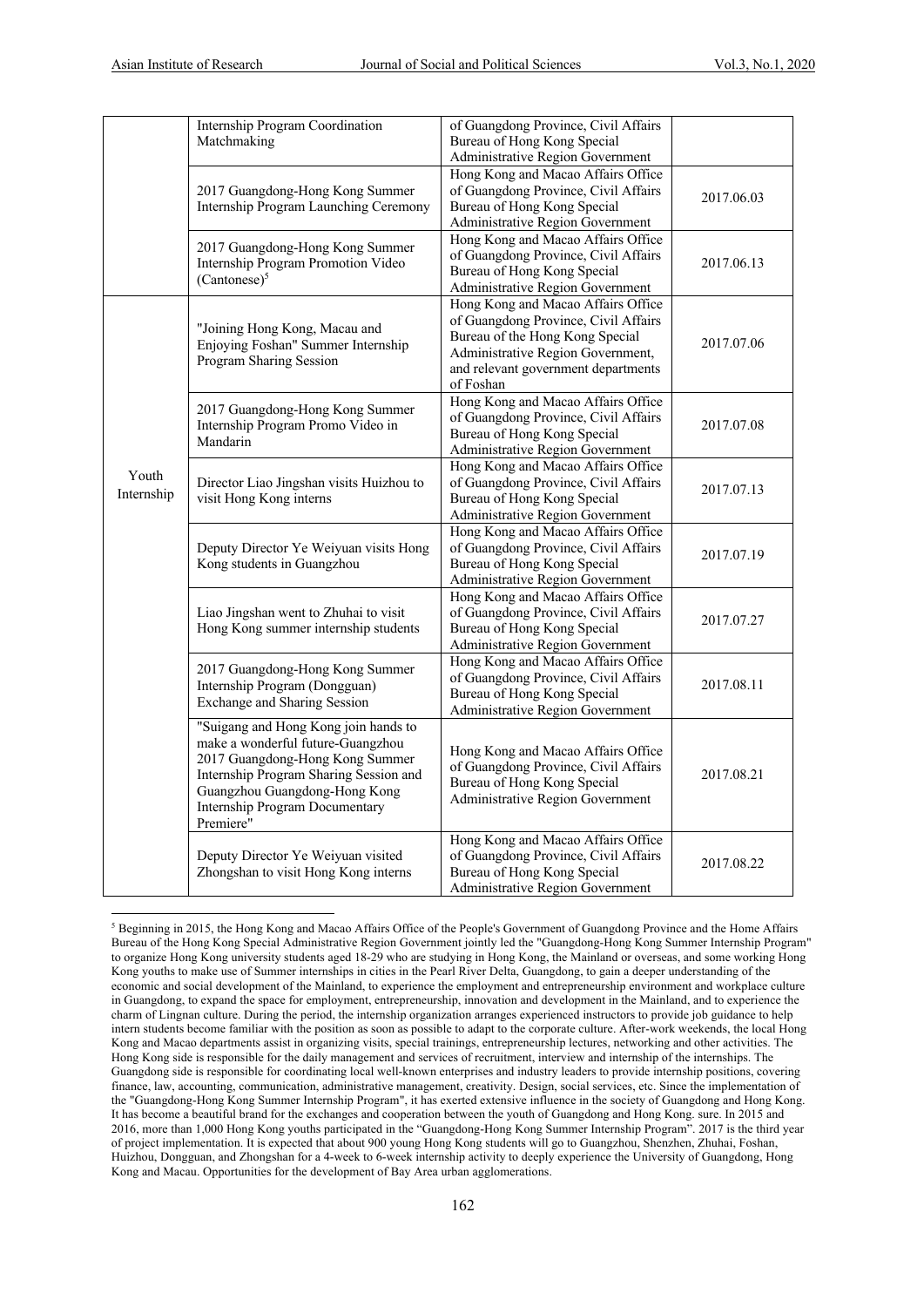| | | | |
|---|---|---|---|
| | Internship Program Coordination Matchmaking | of Guangdong Province, Civil Affairs Bureau of Hong Kong Special Administrative Region Government | |
| | 2017 Guangdong-Hong Kong Summer Internship Program Launching Ceremony | Hong Kong and Macao Affairs Office of Guangdong Province, Civil Affairs Bureau of Hong Kong Special Administrative Region Government | 2017.06.03 |
| | 2017 Guangdong-Hong Kong Summer Internship Program Promotion Video (Cantonese)[5] | Hong Kong and Macao Affairs Office of Guangdong Province, Civil Affairs Bureau of Hong Kong Special Administrative Region Government | 2017.06.13 |
| Youth Internship | "Joining Hong Kong, Macau and Enjoying Foshan" Summer Internship Program Sharing Session | Hong Kong and Macao Affairs Office of Guangdong Province, Civil Affairs Bureau of the Hong Kong Special Administrative Region Government, and relevant government departments of Foshan | 2017.07.06 |
| | 2017 Guangdong-Hong Kong Summer Internship Program Promo Video in Mandarin | Hong Kong and Macao Affairs Office of Guangdong Province, Civil Affairs Bureau of Hong Kong Special Administrative Region Government | 2017.07.08 |
| | Director Liao Jingshan visits Huizhou to visit Hong Kong interns | Hong Kong and Macao Affairs Office of Guangdong Province, Civil Affairs Bureau of Hong Kong Special Administrative Region Government | 2017.07.13 |
| | Deputy Director Ye Weiyuan visits Hong Kong students in Guangzhou | Hong Kong and Macao Affairs Office of Guangdong Province, Civil Affairs Bureau of Hong Kong Special Administrative Region Government | 2017.07.19 |
| | Liao Jingshan went to Zhuhai to visit Hong Kong summer internship students | Hong Kong and Macao Affairs Office of Guangdong Province, Civil Affairs Bureau of Hong Kong Special Administrative Region Government | 2017.07.27 |
| | 2017 Guangdong-Hong Kong Summer Internship Program (Dongguan) Exchange and Sharing Session | Hong Kong and Macao Affairs Office of Guangdong Province, Civil Affairs Bureau of Hong Kong Special Administrative Region Government | 2017.08.11 |
| | "Suigang and Hong Kong join hands to make a wonderful future-Guangzhou 2017 Guangdong-Hong Kong Summer Internship Program Sharing Session and Guangzhou Guangdong-Hong Kong Internship Program Documentary Premiere" | Hong Kong and Macao Affairs Office of Guangdong Province, Civil Affairs Bureau of Hong Kong Special Administrative Region Government | 2017.08.21 |
| | Deputy Director Ye Weiyuan visited Zhongshan to visit Hong Kong interns | Hong Kong and Macao Affairs Office of Guangdong Province, Civil Affairs Bureau of Hong Kong Special Administrative Region Government | 2017.08.22 |

[5] Beginning in 2015, the Hong Kong and Macao Affairs Office of the People's Government of Guangdong Province and the Home Affairs Bureau of the Hong Kong Special Administrative Region Government jointly led the "Guangdong-Hong Kong Summer Internship Program" to organize Hong Kong university students aged 18-29 who are studying in Hong Kong, the Mainland or overseas, and some working Hong Kong youths to make use of Summer internships in cities in the Pearl River Delta, Guangdong, to gain a deeper understanding of the economic and social development of the Mainland, to experience the employment and entrepreneurship environment and workplace culture in Guangdong, to expand the space for employment, entrepreneurship, innovation and development in the Mainland, and to experience the charm of Lingnan culture. During the period, the internship organization arranges experienced instructors to provide job guidance to help intern students become familiar with the position as soon as possible to adapt to the corporate culture. After-work weekends, the local Hong Kong and Macao departments assist in organizing visits, special trainings, entrepreneurship lectures, networking and other activities. The Hong Kong side is responsible for the daily management and services of recruitment, interview and internship of the internships. The Guangdong side is responsible for coordinating local well-known enterprises and industry leaders to provide internship positions, covering finance, law, accounting, communication, administrative management, creativity. Design, social services, etc. Since the implementation of the "Guangdong-Hong Kong Summer Internship Program", it has exerted extensive influence in the society of Guangdong and Hong Kong. It has become a beautiful brand for the exchanges and cooperation between the youth of Guangdong and Hong Kong. sure. In 2015 and 2016, more than 1,000 Hong Kong youths participated in the "Guangdong-Hong Kong Summer Internship Program". 2017 is the third year of project implementation. It is expected that about 900 young Hong Kong students will go to Guangzhou, Shenzhen, Zhuhai, Foshan, Huizhou, Dongguan, and Zhongshan for a 4-week to 6-week internship activity to deeply experience the University of Guangdong, Hong Kong and Macau. Opportunities for the development of Bay Area urban agglomerations.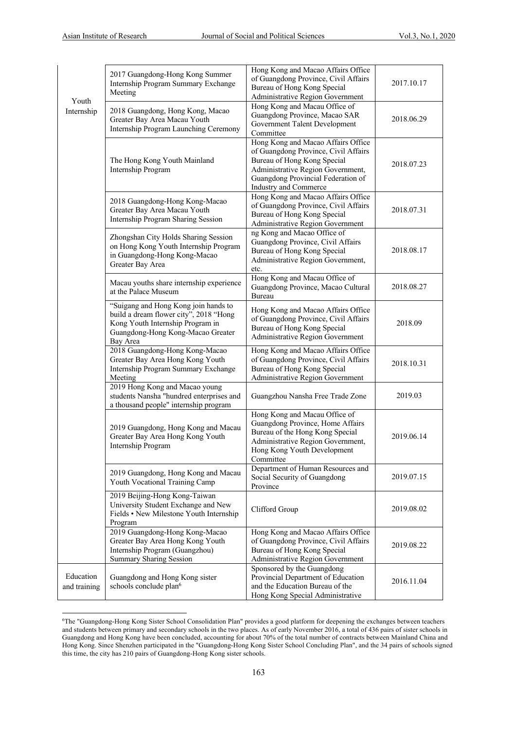| | | | |
|---|---|---|---|
| Youth Internship | 2017 Guangdong-Hong Kong Summer Internship Program Summary Exchange Meeting | Hong Kong and Macao Affairs Office of Guangdong Province, Civil Affairs Bureau of Hong Kong Special Administrative Region Government | 2017.10.17 |
| | 2018 Guangdong, Hong Kong, Macao Greater Bay Area Macau Youth Internship Program Launching Ceremony | Hong Kong and Macau Office of Guangdong Province, Macao SAR Government Talent Development Committee | 2018.06.29 |
| | The Hong Kong Youth Mainland Internship Program | Hong Kong and Macao Affairs Office of Guangdong Province, Civil Affairs Bureau of Hong Kong Special Administrative Region Government, Guangdong Provincial Federation of Industry and Commerce | 2018.07.23 |
| | 2018 Guangdong-Hong Kong-Macao Greater Bay Area Macau Youth Internship Program Sharing Session | Hong Kong and Macao Affairs Office of Guangdong Province, Civil Affairs Bureau of Hong Kong Special Administrative Region Government | 2018.07.31 |
| | Zhongshan City Holds Sharing Session on Hong Kong Youth Internship Program in Guangdong-Hong Kong-Macao Greater Bay Area | ng Kong and Macao Office of Guangdong Province, Civil Affairs Bureau of Hong Kong Special Administrative Region Government, etc. | 2018.08.17 |
| | Macau youths share internship experience at the Palace Museum | Hong Kong and Macau Office of Guangdong Province, Macao Cultural Bureau | 2018.08.27 |
| | "Suigang and Hong Kong join hands to build a dream flower city", 2018 "Hong Kong Youth Internship Program in Guangdong-Hong Kong-Macao Greater Bay Area | Hong Kong and Macao Affairs Office of Guangdong Province, Civil Affairs Bureau of Hong Kong Special Administrative Region Government | 2018.09 |
| | 2018 Guangdong-Hong Kong-Macao Greater Bay Area Hong Kong Youth Internship Program Summary Exchange Meeting | Hong Kong and Macao Affairs Office of Guangdong Province, Civil Affairs Bureau of Hong Kong Special Administrative Region Government | 2018.10.31 |
| | 2019 Hong Kong and Macao young students Nansha "hundred enterprises and a thousand people" internship program | Guangzhou Nansha Free Trade Zone | 2019.03 |
| | 2019 Guangdong, Hong Kong and Macau Greater Bay Area Hong Kong Youth Internship Program | Hong Kong and Macau Office of Guangdong Province, Home Affairs Bureau of the Hong Kong Special Administrative Region Government, Hong Kong Youth Development Committee | 2019.06.14 |
| | 2019 Guangdong, Hong Kong and Macau Youth Vocational Training Camp | Department of Human Resources and Social Security of Guangdong Province | 2019.07.15 |
| | 2019 Beijing-Hong Kong-Taiwan University Student Exchange and New Fields • New Milestone Youth Internship Program | Clifford Group | 2019.08.02 |
| | 2019 Guangdong-Hong Kong-Macao Greater Bay Area Hong Kong Youth Internship Program (Guangzhou) Summary Sharing Session | Hong Kong and Macao Affairs Office of Guangdong Province, Civil Affairs Bureau of Hong Kong Special Administrative Region Government | 2019.08.22 |
| Education and training | Guangdong and Hong Kong sister schools conclude plan[6] | Sponsored by the Guangdong Provincial Department of Education and the Education Bureau of the Hong Kong Special Administrative | 2016.11.04 |

[6]The "Guangdong-Hong Kong Sister School Consolidation Plan" provides a good platform for deepening the exchanges between teachers and students between primary and secondary schools in the two places. As of early November 2016, a total of 436 pairs of sister schools in Guangdong and Hong Kong have been concluded, accounting for about 70% of the total number of contracts between Mainland China and Hong Kong. Since Shenzhen participated in the "Guangdong-Hong Kong Sister School Concluding Plan", and the 34 pairs of schools signed this time, the city has 210 pairs of Guangdong-Hong Kong sister schools.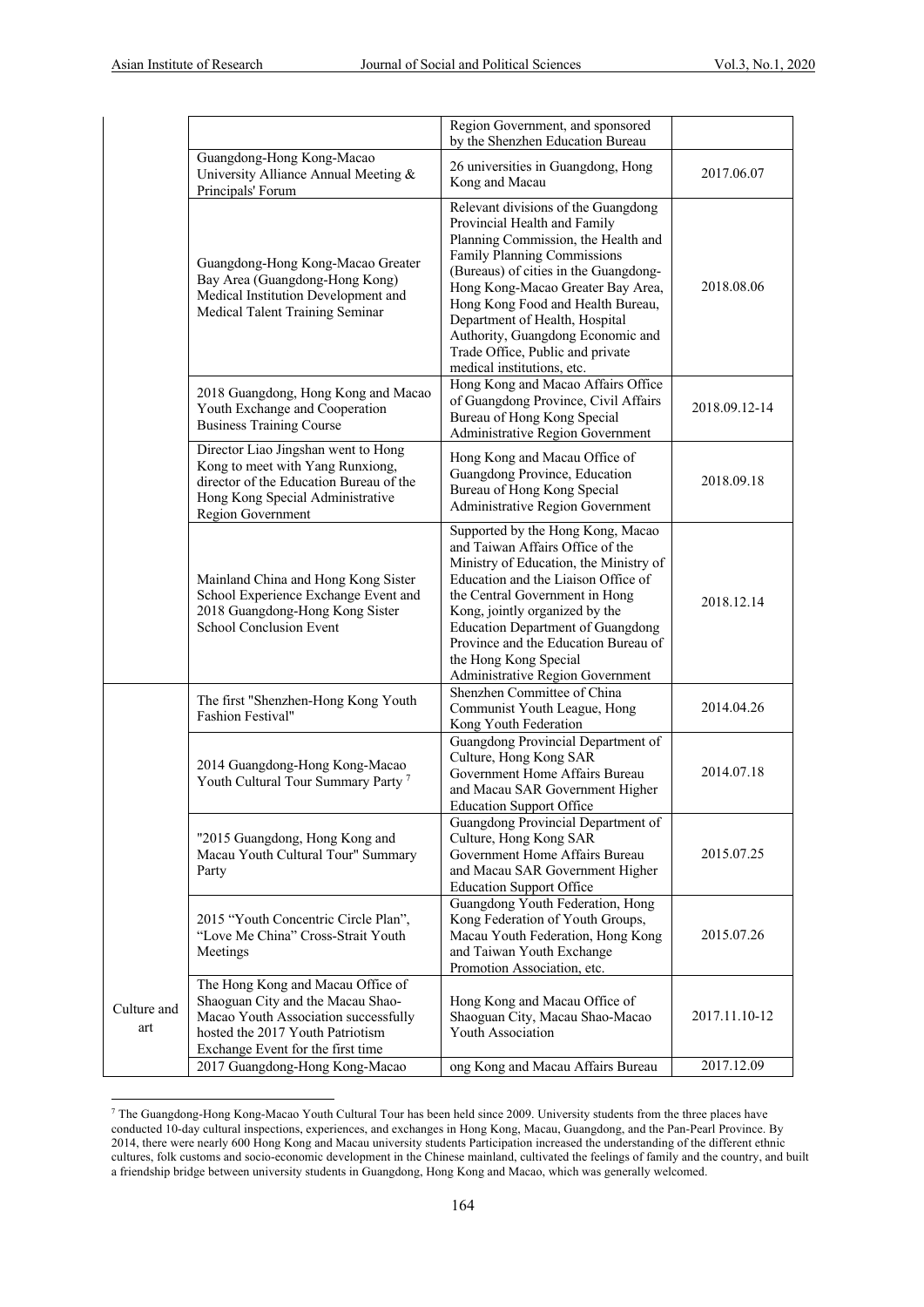| | | | |
|---|---|---|---|
| | | Region Government, and sponsored by the Shenzhen Education Bureau | |
| | Guangdong-Hong Kong-Macao University Alliance Annual Meeting & Principals' Forum | 26 universities in Guangdong, Hong Kong and Macau | 2017.06.07 |
| | Guangdong-Hong Kong-Macao Greater Bay Area (Guangdong-Hong Kong) Medical Institution Development and Medical Talent Training Seminar | Relevant divisions of the Guangdong Provincial Health and Family Planning Commission, the Health and Family Planning Commissions (Bureaus) of cities in the Guangdong-Hong Kong-Macao Greater Bay Area, Hong Kong Food and Health Bureau, Department of Health, Hospital Authority, Guangdong Economic and Trade Office, Public and private medical institutions, etc. | 2018.08.06 |
| | 2018 Guangdong, Hong Kong and Macao Youth Exchange and Cooperation Business Training Course | Hong Kong and Macao Affairs Office of Guangdong Province, Civil Affairs Bureau of Hong Kong Special Administrative Region Government | 2018.09.12-14 |
| | Director Liao Jingshan went to Hong Kong to meet with Yang Runxiong, director of the Education Bureau of the Hong Kong Special Administrative Region Government | Hong Kong and Macau Office of Guangdong Province, Education Bureau of Hong Kong Special Administrative Region Government | 2018.09.18 |
| | Mainland China and Hong Kong Sister School Experience Exchange Event and 2018 Guangdong-Hong Kong Sister School Conclusion Event | Supported by the Hong Kong, Macao and Taiwan Affairs Office of the Ministry of Education, the Ministry of Education and the Liaison Office of the Central Government in Hong Kong, jointly organized by the Education Department of Guangdong Province and the Education Bureau of the Hong Kong Special Administrative Region Government | 2018.12.14 |
| Culture and art | The first "Shenzhen-Hong Kong Youth Fashion Festival" | Shenzhen Committee of China Communist Youth League, Hong Kong Youth Federation | 2014.04.26 |
| | 2014 Guangdong-Hong Kong-Macao Youth Cultural Tour Summary Party [7] | Guangdong Provincial Department of Culture, Hong Kong SAR Government Home Affairs Bureau and Macau SAR Government Higher Education Support Office | 2014.07.18 |
| | "2015 Guangdong, Hong Kong and Macau Youth Cultural Tour" Summary Party | Guangdong Provincial Department of Culture, Hong Kong SAR Government Home Affairs Bureau and Macau SAR Government Higher Education Support Office | 2015.07.25 |
| | 2015 "Youth Concentric Circle Plan", "Love Me China" Cross-Strait Youth Meetings | Guangdong Youth Federation, Hong Kong Federation of Youth Groups, Macau Youth Federation, Hong Kong and Taiwan Youth Exchange Promotion Association, etc. | 2015.07.26 |
| | The Hong Kong and Macau Office of Shaoguan City and the Macau Shao-Macao Youth Association successfully hosted the 2017 Youth Patriotism Exchange Event for the first time | Hong Kong and Macau Office of Shaoguan City, Macau Shao-Macao Youth Association | 2017.11.10-12 |
| | 2017 Guangdong-Hong Kong-Macao | ong Kong and Macau Affairs Bureau | 2017.12.09 |

[7] The Guangdong-Hong Kong-Macao Youth Cultural Tour has been held since 2009. University students from the three places have conducted 10-day cultural inspections, experiences, and exchanges in Hong Kong, Macau, Guangdong, and the Pan-Pearl Province. By 2014, there were nearly 600 Hong Kong and Macau university students Participation increased the understanding of the different ethnic cultures, folk customs and socio-economic development in the Chinese mainland, cultivated the feelings of family and the country, and built a friendship bridge between university students in Guangdong, Hong Kong and Macao, which was generally welcomed.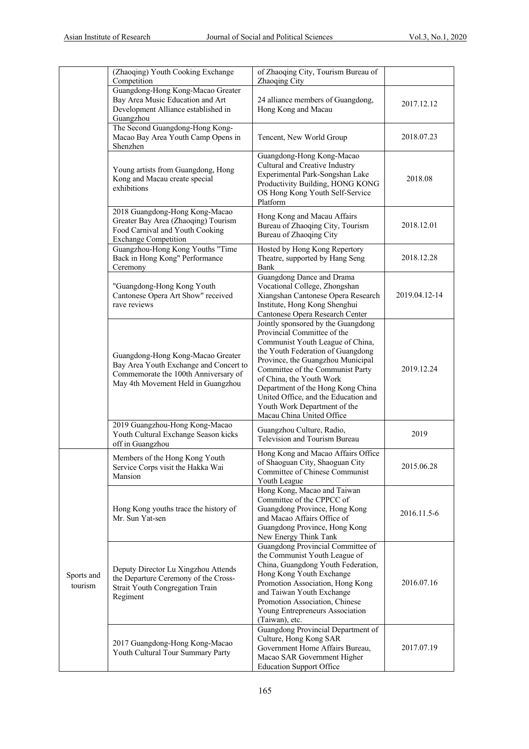| | | | |
|---|---|---|---|
| | (Zhaoqing) Youth Cooking Exchange Competition | of Zhaoqing City, Tourism Bureau of Zhaoqing City | |
| | Guangdong-Hong Kong-Macao Greater Bay Area Music Education and Art Development Alliance established in Guangzhou | 24 alliance members of Guangdong, Hong Kong and Macau | 2017.12.12 |
| | The Second Guangdong-Hong Kong-Macao Bay Area Youth Camp Opens in Shenzhen | Tencent, New World Group | 2018.07.23 |
| | Young artists from Guangdong, Hong Kong and Macau create special exhibitions | Guangdong-Hong Kong-Macao Cultural and Creative Industry Experimental Park-Songshan Lake Productivity Building, HONG KONG OS Hong Kong Youth Self-Service Platform | 2018.08 |
| | 2018 Guangdong-Hong Kong-Macao Greater Bay Area (Zhaoqing) Tourism Food Carnival and Youth Cooking Exchange Competition | Hong Kong and Macau Affairs Bureau of Zhaoqing City, Tourism Bureau of Zhaoqing City | 2018.12.01 |
| | Guangzhou-Hong Kong Youths "Time Back in Hong Kong" Performance Ceremony | Hosted by Hong Kong Repertory Theatre, supported by Hang Seng Bank | 2018.12.28 |
| | "Guangdong-Hong Kong Youth Cantonese Opera Art Show" received rave reviews | Guangdong Dance and Drama Vocational College, Zhongshan Xiangshan Cantonese Opera Research Institute, Hong Kong Shenghui Cantonese Opera Research Center | 2019.04.12-14 |
| | Guangdong-Hong Kong-Macao Greater Bay Area Youth Exchange and Concert to Commemorate the 100th Anniversary of May 4th Movement Held in Guangzhou | Jointly sponsored by the Guangdong Provincial Committee of the Communist Youth League of China, the Youth Federation of Guangdong Province, the Guangzhou Municipal Committee of the Communist Party of China, the Youth Work Department of the Hong Kong China United Office, and the Education and Youth Work Department of the Macau China United Office | 2019.12.24 |
| | 2019 Guangzhou-Hong Kong-Macao Youth Cultural Exchange Season kicks off in Guangzhou | Guangzhou Culture, Radio, Television and Tourism Bureau | 2019 |
| Sports and tourism | Members of the Hong Kong Youth Service Corps visit the Hakka Wai Mansion | Hong Kong and Macao Affairs Office of Shaoguan City, Shaoguan City Committee of Chinese Communist Youth League | 2015.06.28 |
| | Hong Kong youths trace the history of Mr. Sun Yat-sen | Hong Kong, Macao and Taiwan Committee of the CPPCC of Guangdong Province, Hong Kong and Macao Affairs Office of Guangdong Province, Hong Kong New Energy Think Tank | 2016.11.5-6 |
| | Deputy Director Lu Xingzhou Attends the Departure Ceremony of the Cross-Strait Youth Congregation Train Regiment | Guangdong Provincial Committee of the Communist Youth League of China, Guangdong Youth Federation, Hong Kong Youth Exchange Promotion Association, Hong Kong and Taiwan Youth Exchange Promotion Association, Chinese Young Entrepreneurs Association (Taiwan), etc. | 2016.07.16 |
| | 2017 Guangdong-Hong Kong-Macao Youth Cultural Tour Summary Party | Guangdong Provincial Department of Culture, Hong Kong SAR Government Home Affairs Bureau, Macao SAR Government Higher Education Support Office | 2017.07.19 |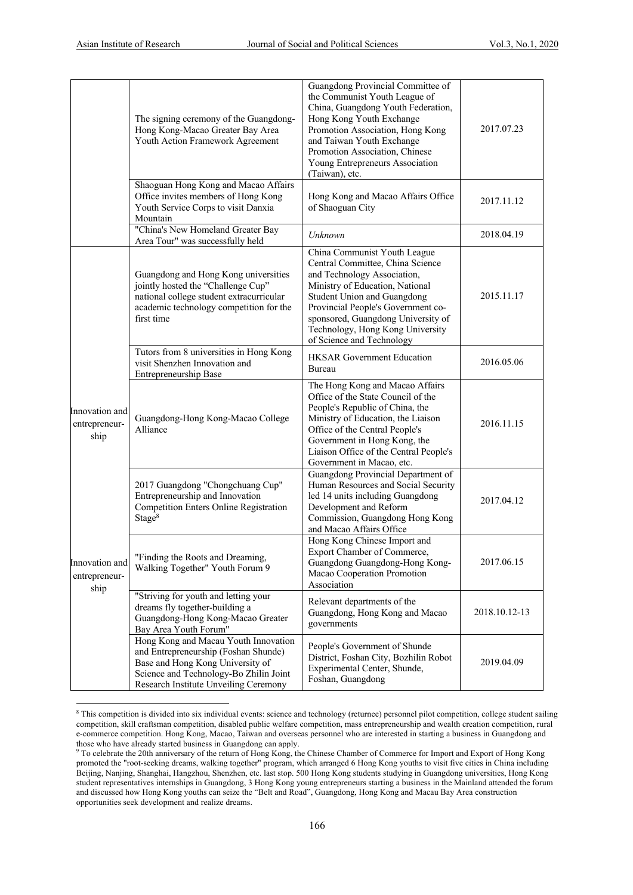| | | | |
|---|---|---|---|
| | The signing ceremony of the Guangdong-Hong Kong-Macao Greater Bay Area Youth Action Framework Agreement | Guangdong Provincial Committee of the Communist Youth League of China, Guangdong Youth Federation, Hong Kong Youth Exchange Promotion Association, Hong Kong and Taiwan Youth Exchange Promotion Association, Chinese Young Entrepreneurs Association (Taiwan), etc. | 2017.07.23 |
| | Shaoguan Hong Kong and Macao Affairs Office invites members of Hong Kong Youth Service Corps to visit Danxia Mountain | Hong Kong and Macao Affairs Office of Shaoguan City | 2017.11.12 |
| | "China's New Homeland Greater Bay Area Tour" was successfully held | *Unknown* | 2018.04.19 |
| Innovation and entrepreneur-ship | Guangdong and Hong Kong universities jointly hosted the "Challenge Cup" national college student extracurricular academic technology competition for the first time | China Communist Youth League Central Committee, China Science and Technology Association, Ministry of Education, National Student Union and Guangdong Provincial People's Government co-sponsored, Guangdong University of Technology, Hong Kong University of Science and Technology | 2015.11.17 |
| | Tutors from 8 universities in Hong Kong visit Shenzhen Innovation and Entrepreneurship Base | HKSAR Government Education Bureau | 2016.05.06 |
| | Guangdong-Hong Kong-Macao College Alliance | The Hong Kong and Macao Affairs Office of the State Council of the People's Republic of China, the Ministry of Education, the Liaison Office of the Central People's Government in Hong Kong, the Liaison Office of the Central People's Government in Macao, etc. | 2016.11.15 |
| | 2017 Guangdong "Chongchuang Cup" Entrepreneurship and Innovation Competition Enters Online Registration Stage[8] | Guangdong Provincial Department of Human Resources and Social Security led 14 units including Guangdong Development and Reform Commission, Guangdong Hong Kong and Macao Affairs Office | 2017.04.12 |
| Innovation and entrepreneur-ship | "Finding the Roots and Dreaming, Walking Together" Youth Forum 9 | Hong Kong Chinese Import and Export Chamber of Commerce, Guangdong Guangdong-Hong Kong-Macao Cooperation Promotion Association | 2017.06.15 |
| | "Striving for youth and letting your dreams fly together-building a Guangdong-Hong Kong-Macao Greater Bay Area Youth Forum" | Relevant departments of the Guangdong, Hong Kong and Macao governments | 2018.10.12-13 |
| | Hong Kong and Macau Youth Innovation and Entrepreneurship (Foshan Shunde) Base and Hong Kong University of Science and Technology-Bo Zhilin Joint Research Institute Unveiling Ceremony | People's Government of Shunde District, Foshan City, Bozhilin Robot Experimental Center, Shunde, Foshan, Guangdong | 2019.04.09 |

[8] This competition is divided into six individual events: science and technology (returnee) personnel pilot competition, college student sailing competition, skill craftsman competition, disabled public welfare competition, mass entrepreneurship and wealth creation competition, rural e-commerce competition. Hong Kong, Macao, Taiwan and overseas personnel who are interested in starting a business in Guangdong and those who have already started business in Guangdong can apply.

[9] To celebrate the 20th anniversary of the return of Hong Kong, the Chinese Chamber of Commerce for Import and Export of Hong Kong promoted the "root-seeking dreams, walking together" program, which arranged 6 Hong Kong youths to visit five cities in China including Beijing, Nanjing, Shanghai, Hangzhou, Shenzhen, etc. last stop. 500 Hong Kong students studying in Guangdong universities, Hong Kong student representatives internships in Guangdong, 3 Hong Kong young entrepreneurs starting a business in the Mainland attended the forum and discussed how Hong Kong youths can seize the "Belt and Road", Guangdong, Hong Kong and Macau Bay Area construction opportunities seek development and realize dreams.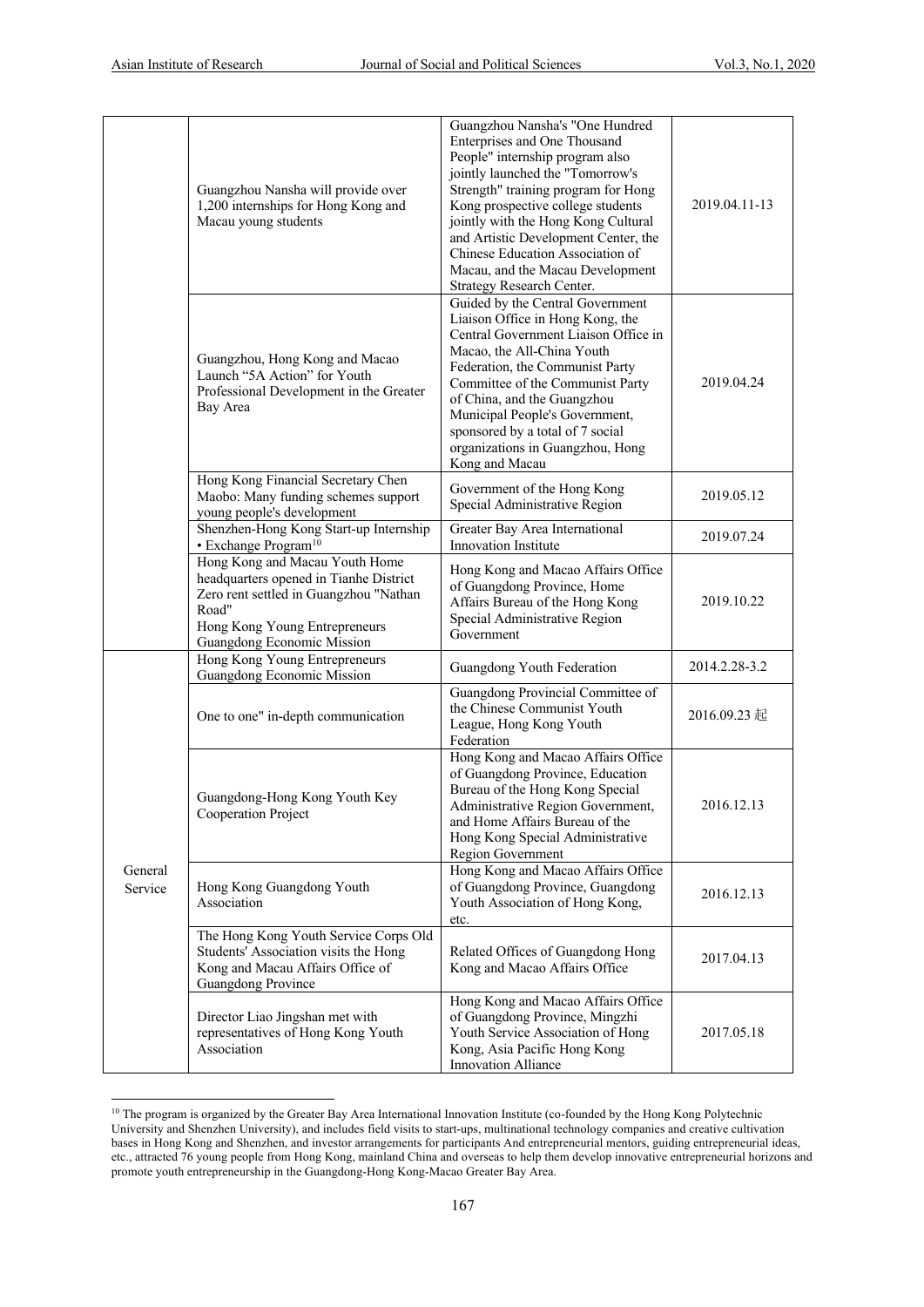| | | | |
|---|---|---|---|
| | Guangzhou Nansha will provide over 1,200 internships for Hong Kong and Macau young students | Guangzhou Nansha's "One Hundred Enterprises and One Thousand People" internship program also jointly launched the "Tomorrow's Strength" training program for Hong Kong prospective college students jointly with the Hong Kong Cultural and Artistic Development Center, the Chinese Education Association of Macau, and the Macau Development Strategy Research Center. | 2019.04.11-13 |
| | Guangzhou, Hong Kong and Macao Launch "5A Action" for Youth Professional Development in the Greater Bay Area | Guided by the Central Government Liaison Office in Hong Kong, the Central Government Liaison Office in Macao, the All-China Youth Federation, the Communist Party Committee of the Communist Party of China, and the Guangzhou Municipal People's Government, sponsored by a total of 7 social organizations in Guangzhou, Hong Kong and Macau | 2019.04.24 |
| | Hong Kong Financial Secretary Chen Maobo: Many funding schemes support young people's development | Government of the Hong Kong Special Administrative Region | 2019.05.12 |
| | Shenzhen-Hong Kong Start-up Internship • Exchange Program[10] | Greater Bay Area International Innovation Institute | 2019.07.24 |
| | Hong Kong and Macau Youth Home headquarters opened in Tianhe District Zero rent settled in Guangzhou "Nathan Road" Hong Kong Young Entrepreneurs Guangdong Economic Mission | Hong Kong and Macao Affairs Office of Guangdong Province, Home Affairs Bureau of the Hong Kong Special Administrative Region Government | 2019.10.22 |
| General Service | Hong Kong Young Entrepreneurs Guangdong Economic Mission | Guangdong Youth Federation | 2014.2.28-3.2 |
| | One to one" in-depth communication | Guangdong Provincial Committee of the Chinese Communist Youth League, Hong Kong Youth Federation | 2016.09.23 起 |
| | Guangdong-Hong Kong Youth Key Cooperation Project | Hong Kong and Macao Affairs Office of Guangdong Province, Education Bureau of the Hong Kong Special Administrative Region Government, and Home Affairs Bureau of the Hong Kong Special Administrative Region Government | 2016.12.13 |
| | Hong Kong Guangdong Youth Association | Hong Kong and Macao Affairs Office of Guangdong Province, Guangdong Youth Association of Hong Kong, etc. | 2016.12.13 |
| | The Hong Kong Youth Service Corps Old Students' Association visits the Hong Kong and Macau Affairs Office of Guangdong Province | Related Offices of Guangdong Hong Kong and Macao Affairs Office | 2017.04.13 |
| | Director Liao Jingshan met with representatives of Hong Kong Youth Association | Hong Kong and Macao Affairs Office of Guangdong Province, Mingzhi Youth Service Association of Hong Kong, Asia Pacific Hong Kong Innovation Alliance | 2017.05.18 |

[10] The program is organized by the Greater Bay Area International Innovation Institute (co-founded by the Hong Kong Polytechnic University and Shenzhen University), and includes field visits to start-ups, multinational technology companies and creative cultivation bases in Hong Kong and Shenzhen, and investor arrangements for participants And entrepreneurial mentors, guiding entrepreneurial ideas, etc., attracted 76 young people from Hong Kong, mainland China and overseas to help them develop innovative entrepreneurial horizons and promote youth entrepreneurship in the Guangdong-Hong Kong-Macao Greater Bay Area.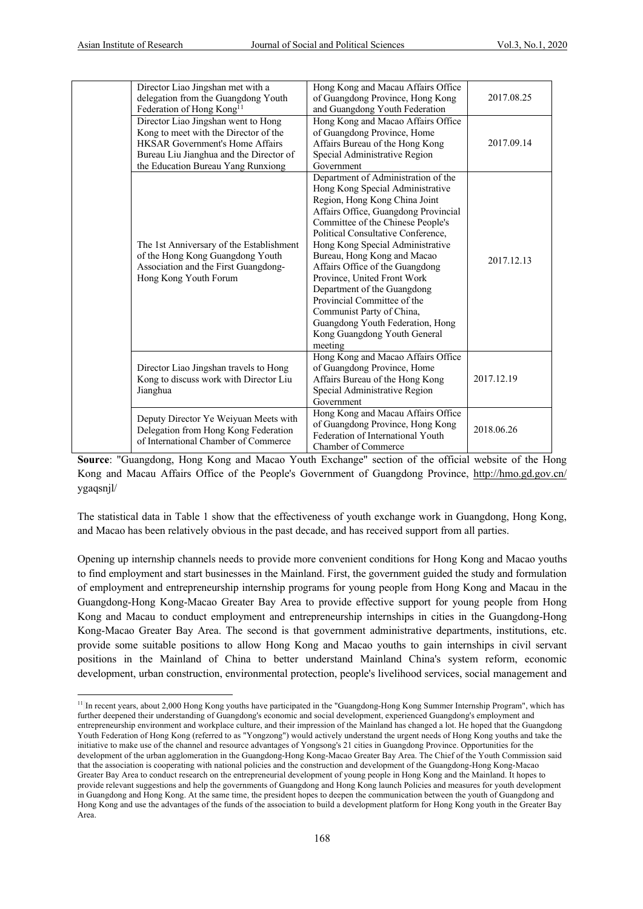| | Director Liao Jingshan met with a delegation from the Guangdong Youth Federation of Hong Kong[11] | Hong Kong and Macau Affairs Office of Guangdong Province, Hong Kong and Guangdong Youth Federation | 2017.08.25 |
|---|---|---|---|
| | Director Liao Jingshan went to Hong Kong to meet with the Director of the HKSAR Government's Home Affairs Bureau Liu Jianghua and the Director of the Education Bureau Yang Runxiong | Hong Kong and Macao Affairs Office of Guangdong Province, Home Affairs Bureau of the Hong Kong Special Administrative Region Government | 2017.09.14 |
| | The 1st Anniversary of the Establishment of the Hong Kong Guangdong Youth Association and the First Guangdong-Hong Kong Youth Forum | Department of Administration of the Hong Kong Special Administrative Region, Hong Kong China Joint Affairs Office, Guangdong Provincial Committee of the Chinese People's Political Consultative Conference, Hong Kong Special Administrative Bureau, Hong Kong and Macao Affairs Office of the Guangdong Province, United Front Work Department of the Guangdong Provincial Committee of the Communist Party of China, Guangdong Youth Federation, Hong Kong Guangdong Youth General meeting | 2017.12.13 |
| | Director Liao Jingshan travels to Hong Kong to discuss work with Director Liu Jianghua | Hong Kong and Macao Affairs Office of Guangdong Province, Home Affairs Bureau of the Hong Kong Special Administrative Region Government | 2017.12.19 |
| | Deputy Director Ye Weiyuan Meets with Delegation from Hong Kong Federation of International Chamber of Commerce | Hong Kong and Macau Affairs Office of Guangdong Province, Hong Kong Federation of International Youth Chamber of Commerce | 2018.06.26 |

**Source**: "Guangdong, Hong Kong and Macao Youth Exchange" section of the official website of the Hong Kong and Macau Affairs Office of the People's Government of Guangdong Province, http://hmo.gd.gov.cn/ygaqsnjl/

The statistical data in Table 1 show that the effectiveness of youth exchange work in Guangdong, Hong Kong, and Macao has been relatively obvious in the past decade, and has received support from all parties.

Opening up internship channels needs to provide more convenient conditions for Hong Kong and Macao youths to find employment and start businesses in the Mainland. First, the government guided the study and formulation of employment and entrepreneurship internship programs for young people from Hong Kong and Macau in the Guangdong-Hong Kong-Macao Greater Bay Area to provide effective support for young people from Hong Kong and Macau to conduct employment and entrepreneurship internships in cities in the Guangdong-Hong Kong-Macao Greater Bay Area. The second is that government administrative departments, institutions, etc. provide some suitable positions to allow Hong Kong and Macao youths to gain internships in civil servant positions in the Mainland of China to better understand Mainland China's system reform, economic development, urban construction, environmental protection, people's livelihood services, social management and

[11] In recent years, about 2,000 Hong Kong youths have participated in the "Guangdong-Hong Kong Summer Internship Program", which has further deepened their understanding of Guangdong's economic and social development, experienced Guangdong's employment and entrepreneurship environment and workplace culture, and their impression of the Mainland has changed a lot. He hoped that the Guangdong Youth Federation of Hong Kong (referred to as "Yongzong") would actively understand the urgent needs of Hong Kong youths and take the initiative to make use of the channel and resource advantages of Yongsong's 21 cities in Guangdong Province. Opportunities for the development of the urban agglomeration in the Guangdong-Hong Kong-Macao Greater Bay Area. The Chief of the Youth Commission said that the association is cooperating with national policies and the construction and development of the Guangdong-Hong Kong-Macao Greater Bay Area to conduct research on the entrepreneurial development of young people in Hong Kong and the Mainland. It hopes to provide relevant suggestions and help the governments of Guangdong and Hong Kong launch Policies and measures for youth development in Guangdong and Hong Kong. At the same time, the president hopes to deepen the communication between the youth of Guangdong and Hong Kong and use the advantages of the funds of the association to build a development platform for Hong Kong youth in the Greater Bay Area.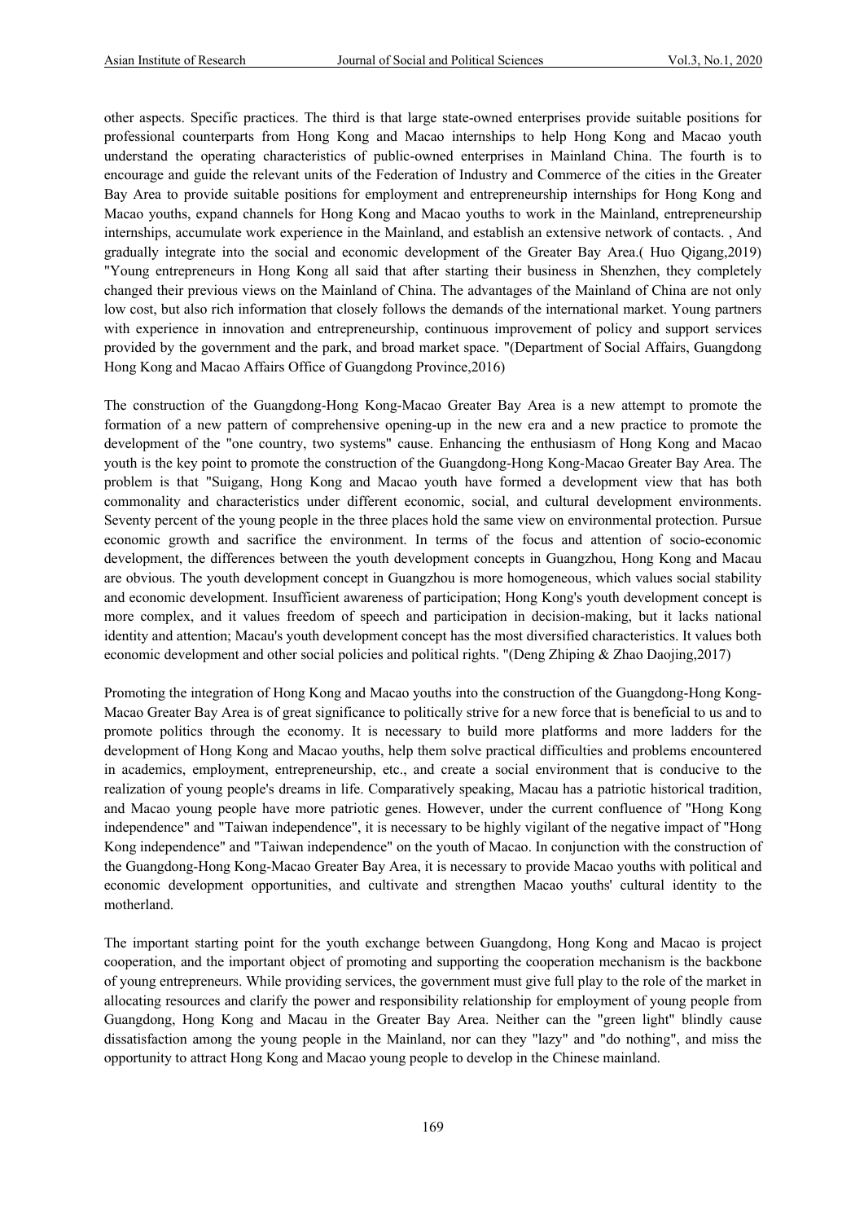other aspects. Specific practices. The third is that large state-owned enterprises provide suitable positions for professional counterparts from Hong Kong and Macao internships to help Hong Kong and Macao youth understand the operating characteristics of public-owned enterprises in Mainland China. The fourth is to encourage and guide the relevant units of the Federation of Industry and Commerce of the cities in the Greater Bay Area to provide suitable positions for employment and entrepreneurship internships for Hong Kong and Macao youths, expand channels for Hong Kong and Macao youths to work in the Mainland, entrepreneurship internships, accumulate work experience in the Mainland, and establish an extensive network of contacts. , And gradually integrate into the social and economic development of the Greater Bay Area.( Huo Qigang,2019) "Young entrepreneurs in Hong Kong all said that after starting their business in Shenzhen, they completely changed their previous views on the Mainland of China. The advantages of the Mainland of China are not only low cost, but also rich information that closely follows the demands of the international market. Young partners with experience in innovation and entrepreneurship, continuous improvement of policy and support services provided by the government and the park, and broad market space. "(Department of Social Affairs, Guangdong Hong Kong and Macao Affairs Office of Guangdong Province,2016)

The construction of the Guangdong-Hong Kong-Macao Greater Bay Area is a new attempt to promote the formation of a new pattern of comprehensive opening-up in the new era and a new practice to promote the development of the "one country, two systems" cause. Enhancing the enthusiasm of Hong Kong and Macao youth is the key point to promote the construction of the Guangdong-Hong Kong-Macao Greater Bay Area. The problem is that "Suigang, Hong Kong and Macao youth have formed a development view that has both commonality and characteristics under different economic, social, and cultural development environments. Seventy percent of the young people in the three places hold the same view on environmental protection. Pursue economic growth and sacrifice the environment. In terms of the focus and attention of socio-economic development, the differences between the youth development concepts in Guangzhou, Hong Kong and Macau are obvious. The youth development concept in Guangzhou is more homogeneous, which values social stability and economic development. Insufficient awareness of participation; Hong Kong's youth development concept is more complex, and it values freedom of speech and participation in decision-making, but it lacks national identity and attention; Macau's youth development concept has the most diversified characteristics. It values both economic development and other social policies and political rights. "(Deng Zhiping & Zhao Daojing,2017)

Promoting the integration of Hong Kong and Macao youths into the construction of the Guangdong-Hong Kong-Macao Greater Bay Area is of great significance to politically strive for a new force that is beneficial to us and to promote politics through the economy. It is necessary to build more platforms and more ladders for the development of Hong Kong and Macao youths, help them solve practical difficulties and problems encountered in academics, employment, entrepreneurship, etc., and create a social environment that is conducive to the realization of young people's dreams in life. Comparatively speaking, Macau has a patriotic historical tradition, and Macao young people have more patriotic genes. However, under the current confluence of "Hong Kong independence" and "Taiwan independence", it is necessary to be highly vigilant of the negative impact of "Hong Kong independence" and "Taiwan independence" on the youth of Macao. In conjunction with the construction of the Guangdong-Hong Kong-Macao Greater Bay Area, it is necessary to provide Macao youths with political and economic development opportunities, and cultivate and strengthen Macao youths' cultural identity to the motherland.

The important starting point for the youth exchange between Guangdong, Hong Kong and Macao is project cooperation, and the important object of promoting and supporting the cooperation mechanism is the backbone of young entrepreneurs. While providing services, the government must give full play to the role of the market in allocating resources and clarify the power and responsibility relationship for employment of young people from Guangdong, Hong Kong and Macau in the Greater Bay Area. Neither can the "green light" blindly cause dissatisfaction among the young people in the Mainland, nor can they "lazy" and "do nothing", and miss the opportunity to attract Hong Kong and Macao young people to develop in the Chinese mainland.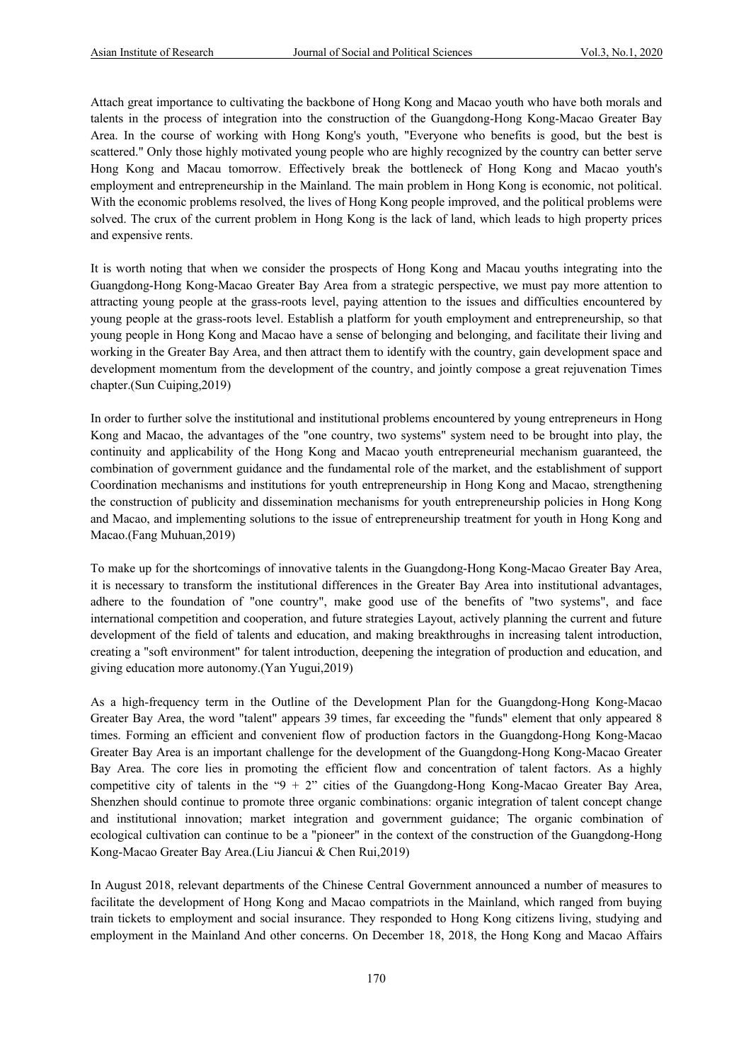Attach great importance to cultivating the backbone of Hong Kong and Macao youth who have both morals and talents in the process of integration into the construction of the Guangdong-Hong Kong-Macao Greater Bay Area. In the course of working with Hong Kong's youth, "Everyone who benefits is good, but the best is scattered." Only those highly motivated young people who are highly recognized by the country can better serve Hong Kong and Macau tomorrow. Effectively break the bottleneck of Hong Kong and Macao youth's employment and entrepreneurship in the Mainland. The main problem in Hong Kong is economic, not political. With the economic problems resolved, the lives of Hong Kong people improved, and the political problems were solved. The crux of the current problem in Hong Kong is the lack of land, which leads to high property prices and expensive rents.

It is worth noting that when we consider the prospects of Hong Kong and Macau youths integrating into the Guangdong-Hong Kong-Macao Greater Bay Area from a strategic perspective, we must pay more attention to attracting young people at the grass-roots level, paying attention to the issues and difficulties encountered by young people at the grass-roots level. Establish a platform for youth employment and entrepreneurship, so that young people in Hong Kong and Macao have a sense of belonging and belonging, and facilitate their living and working in the Greater Bay Area, and then attract them to identify with the country, gain development space and development momentum from the development of the country, and jointly compose a great rejuvenation Times chapter.(Sun Cuiping,2019)

In order to further solve the institutional and institutional problems encountered by young entrepreneurs in Hong Kong and Macao, the advantages of the "one country, two systems" system need to be brought into play, the continuity and applicability of the Hong Kong and Macao youth entrepreneurial mechanism guaranteed, the combination of government guidance and the fundamental role of the market, and the establishment of support Coordination mechanisms and institutions for youth entrepreneurship in Hong Kong and Macao, strengthening the construction of publicity and dissemination mechanisms for youth entrepreneurship policies in Hong Kong and Macao, and implementing solutions to the issue of entrepreneurship treatment for youth in Hong Kong and Macao.(Fang Muhuan,2019)

To make up for the shortcomings of innovative talents in the Guangdong-Hong Kong-Macao Greater Bay Area, it is necessary to transform the institutional differences in the Greater Bay Area into institutional advantages, adhere to the foundation of "one country", make good use of the benefits of "two systems", and face international competition and cooperation, and future strategies Layout, actively planning the current and future development of the field of talents and education, and making breakthroughs in increasing talent introduction, creating a "soft environment" for talent introduction, deepening the integration of production and education, and giving education more autonomy.(Yan Yugui,2019)

As a high-frequency term in the Outline of the Development Plan for the Guangdong-Hong Kong-Macao Greater Bay Area, the word "talent" appears 39 times, far exceeding the "funds" element that only appeared 8 times. Forming an efficient and convenient flow of production factors in the Guangdong-Hong Kong-Macao Greater Bay Area is an important challenge for the development of the Guangdong-Hong Kong-Macao Greater Bay Area. The core lies in promoting the efficient flow and concentration of talent factors. As a highly competitive city of talents in the "9 + 2" cities of the Guangdong-Hong Kong-Macao Greater Bay Area, Shenzhen should continue to promote three organic combinations: organic integration of talent concept change and institutional innovation; market integration and government guidance; The organic combination of ecological cultivation can continue to be a "pioneer" in the context of the construction of the Guangdong-Hong Kong-Macao Greater Bay Area.(Liu Jiancui & Chen Rui,2019)

In August 2018, relevant departments of the Chinese Central Government announced a number of measures to facilitate the development of Hong Kong and Macao compatriots in the Mainland, which ranged from buying train tickets to employment and social insurance. They responded to Hong Kong citizens living, studying and employment in the Mainland And other concerns. On December 18, 2018, the Hong Kong and Macao Affairs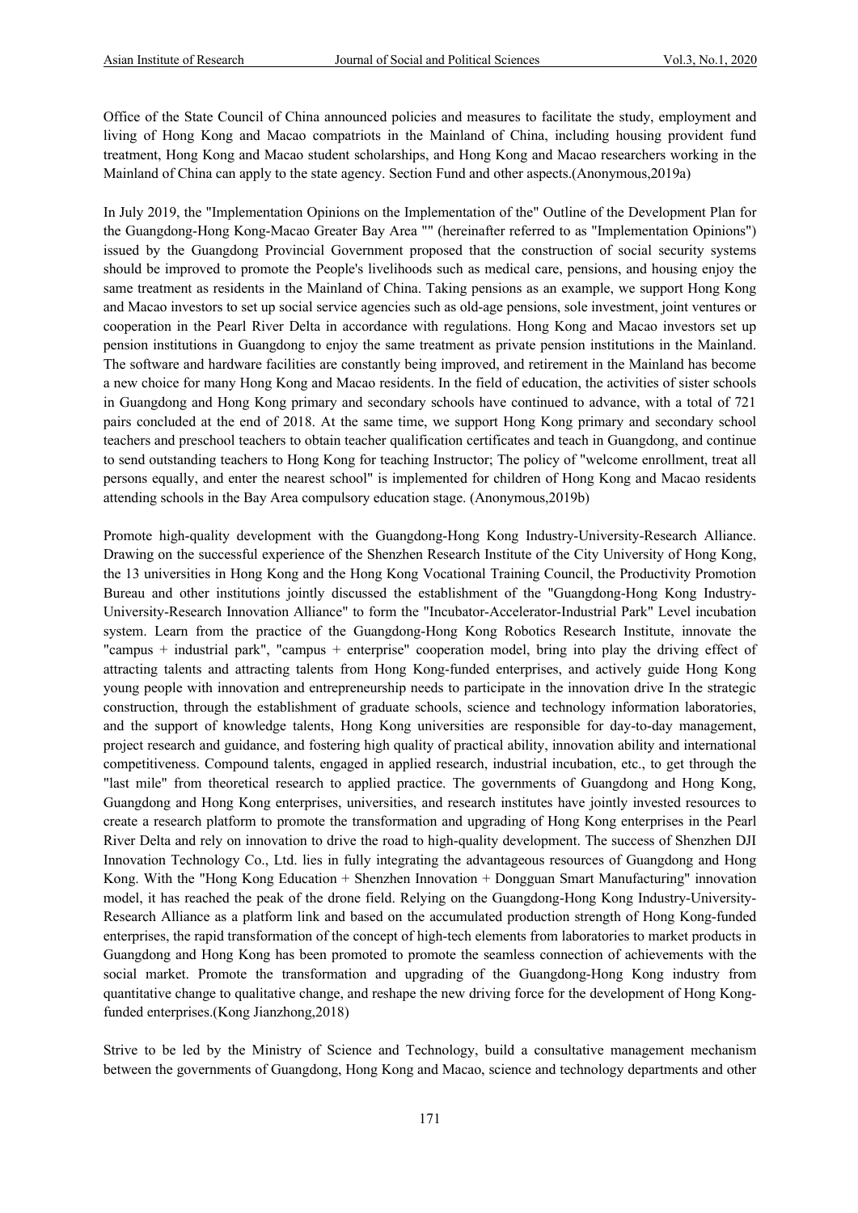Office of the State Council of China announced policies and measures to facilitate the study, employment and living of Hong Kong and Macao compatriots in the Mainland of China, including housing provident fund treatment, Hong Kong and Macao student scholarships, and Hong Kong and Macao researchers working in the Mainland of China can apply to the state agency. Section Fund and other aspects.(Anonymous,2019a)

In July 2019, the "Implementation Opinions on the Implementation of the" Outline of the Development Plan for the Guangdong-Hong Kong-Macao Greater Bay Area "" (hereinafter referred to as "Implementation Opinions") issued by the Guangdong Provincial Government proposed that the construction of social security systems should be improved to promote the People's livelihoods such as medical care, pensions, and housing enjoy the same treatment as residents in the Mainland of China. Taking pensions as an example, we support Hong Kong and Macao investors to set up social service agencies such as old-age pensions, sole investment, joint ventures or cooperation in the Pearl River Delta in accordance with regulations. Hong Kong and Macao investors set up pension institutions in Guangdong to enjoy the same treatment as private pension institutions in the Mainland. The software and hardware facilities are constantly being improved, and retirement in the Mainland has become a new choice for many Hong Kong and Macao residents. In the field of education, the activities of sister schools in Guangdong and Hong Kong primary and secondary schools have continued to advance, with a total of 721 pairs concluded at the end of 2018. At the same time, we support Hong Kong primary and secondary school teachers and preschool teachers to obtain teacher qualification certificates and teach in Guangdong, and continue to send outstanding teachers to Hong Kong for teaching Instructor; The policy of "welcome enrollment, treat all persons equally, and enter the nearest school" is implemented for children of Hong Kong and Macao residents attending schools in the Bay Area compulsory education stage. (Anonymous,2019b)

Promote high-quality development with the Guangdong-Hong Kong Industry-University-Research Alliance. Drawing on the successful experience of the Shenzhen Research Institute of the City University of Hong Kong, the 13 universities in Hong Kong and the Hong Kong Vocational Training Council, the Productivity Promotion Bureau and other institutions jointly discussed the establishment of the "Guangdong-Hong Kong Industry-University-Research Innovation Alliance" to form the "Incubator-Accelerator-Industrial Park" Level incubation system. Learn from the practice of the Guangdong-Hong Kong Robotics Research Institute, innovate the "campus + industrial park", "campus + enterprise" cooperation model, bring into play the driving effect of attracting talents and attracting talents from Hong Kong-funded enterprises, and actively guide Hong Kong young people with innovation and entrepreneurship needs to participate in the innovation drive In the strategic construction, through the establishment of graduate schools, science and technology information laboratories, and the support of knowledge talents, Hong Kong universities are responsible for day-to-day management, project research and guidance, and fostering high quality of practical ability, innovation ability and international competitiveness. Compound talents, engaged in applied research, industrial incubation, etc., to get through the "last mile" from theoretical research to applied practice. The governments of Guangdong and Hong Kong, Guangdong and Hong Kong enterprises, universities, and research institutes have jointly invested resources to create a research platform to promote the transformation and upgrading of Hong Kong enterprises in the Pearl River Delta and rely on innovation to drive the road to high-quality development. The success of Shenzhen DJI Innovation Technology Co., Ltd. lies in fully integrating the advantageous resources of Guangdong and Hong Kong. With the "Hong Kong Education + Shenzhen Innovation + Dongguan Smart Manufacturing" innovation model, it has reached the peak of the drone field. Relying on the Guangdong-Hong Kong Industry-University-Research Alliance as a platform link and based on the accumulated production strength of Hong Kong-funded enterprises, the rapid transformation of the concept of high-tech elements from laboratories to market products in Guangdong and Hong Kong has been promoted to promote the seamless connection of achievements with the social market. Promote the transformation and upgrading of the Guangdong-Hong Kong industry from quantitative change to qualitative change, and reshape the new driving force for the development of Hong Kong-funded enterprises.(Kong Jianzhong,2018)

Strive to be led by the Ministry of Science and Technology, build a consultative management mechanism between the governments of Guangdong, Hong Kong and Macao, science and technology departments and other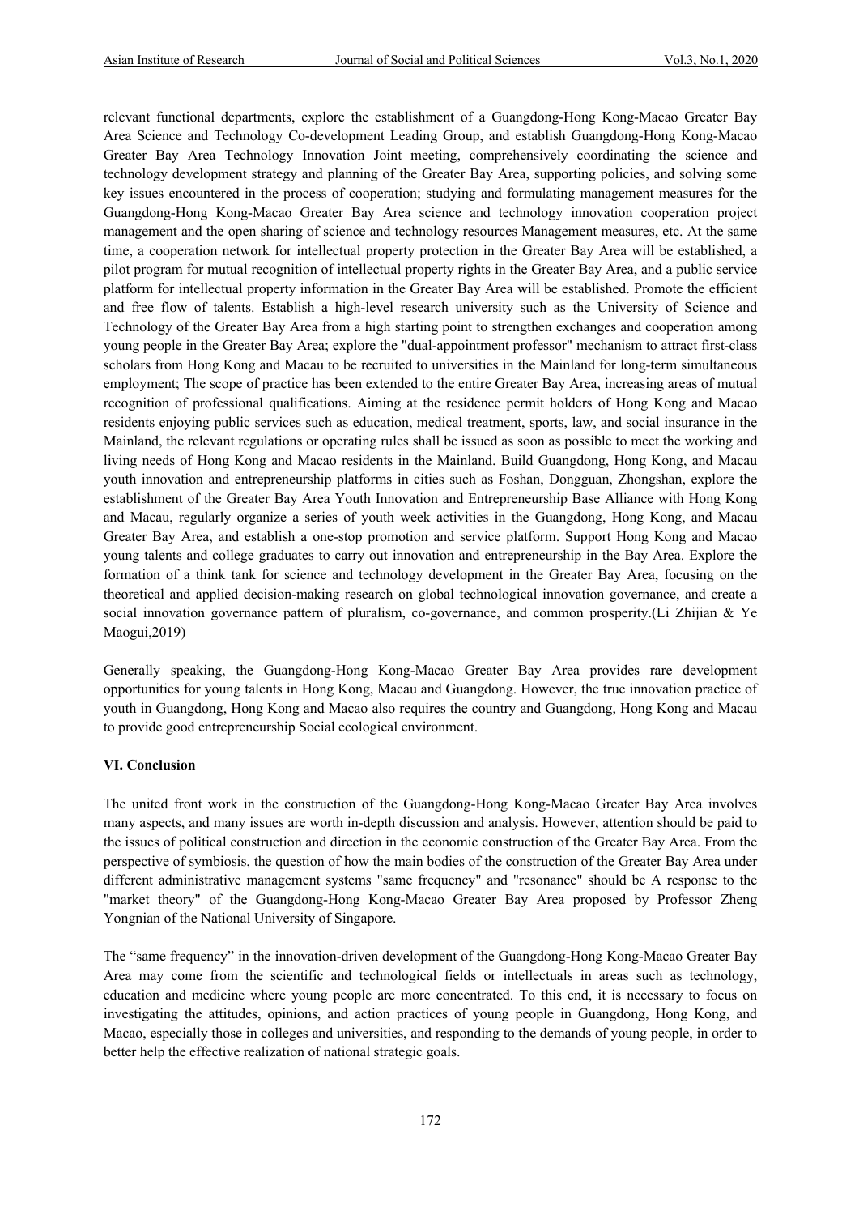relevant functional departments, explore the establishment of a Guangdong-Hong Kong-Macao Greater Bay Area Science and Technology Co-development Leading Group, and establish Guangdong-Hong Kong-Macao Greater Bay Area Technology Innovation Joint meeting, comprehensively coordinating the science and technology development strategy and planning of the Greater Bay Area, supporting policies, and solving some key issues encountered in the process of cooperation; studying and formulating management measures for the Guangdong-Hong Kong-Macao Greater Bay Area science and technology innovation cooperation project management and the open sharing of science and technology resources Management measures, etc. At the same time, a cooperation network for intellectual property protection in the Greater Bay Area will be established, a pilot program for mutual recognition of intellectual property rights in the Greater Bay Area, and a public service platform for intellectual property information in the Greater Bay Area will be established. Promote the efficient and free flow of talents. Establish a high-level research university such as the University of Science and Technology of the Greater Bay Area from a high starting point to strengthen exchanges and cooperation among young people in the Greater Bay Area; explore the "dual-appointment professor" mechanism to attract first-class scholars from Hong Kong and Macau to be recruited to universities in the Mainland for long-term simultaneous employment; The scope of practice has been extended to the entire Greater Bay Area, increasing areas of mutual recognition of professional qualifications. Aiming at the residence permit holders of Hong Kong and Macao residents enjoying public services such as education, medical treatment, sports, law, and social insurance in the Mainland, the relevant regulations or operating rules shall be issued as soon as possible to meet the working and living needs of Hong Kong and Macao residents in the Mainland. Build Guangdong, Hong Kong, and Macau youth innovation and entrepreneurship platforms in cities such as Foshan, Dongguan, Zhongshan, explore the establishment of the Greater Bay Area Youth Innovation and Entrepreneurship Base Alliance with Hong Kong and Macau, regularly organize a series of youth week activities in the Guangdong, Hong Kong, and Macau Greater Bay Area, and establish a one-stop promotion and service platform. Support Hong Kong and Macao young talents and college graduates to carry out innovation and entrepreneurship in the Bay Area. Explore the formation of a think tank for science and technology development in the Greater Bay Area, focusing on the theoretical and applied decision-making research on global technological innovation governance, and create a social innovation governance pattern of pluralism, co-governance, and common prosperity.(Li Zhijian & Ye Maogui,2019)

Generally speaking, the Guangdong-Hong Kong-Macao Greater Bay Area provides rare development opportunities for young talents in Hong Kong, Macau and Guangdong. However, the true innovation practice of youth in Guangdong, Hong Kong and Macao also requires the country and Guangdong, Hong Kong and Macau to provide good entrepreneurship Social ecological environment.

## VI. Conclusion

The united front work in the construction of the Guangdong-Hong Kong-Macao Greater Bay Area involves many aspects, and many issues are worth in-depth discussion and analysis. However, attention should be paid to the issues of political construction and direction in the economic construction of the Greater Bay Area. From the perspective of symbiosis, the question of how the main bodies of the construction of the Greater Bay Area under different administrative management systems "same frequency" and "resonance" should be A response to the "market theory" of the Guangdong-Hong Kong-Macao Greater Bay Area proposed by Professor Zheng Yongnian of the National University of Singapore.

The "same frequency" in the innovation-driven development of the Guangdong-Hong Kong-Macao Greater Bay Area may come from the scientific and technological fields or intellectuals in areas such as technology, education and medicine where young people are more concentrated. To this end, it is necessary to focus on investigating the attitudes, opinions, and action practices of young people in Guangdong, Hong Kong, and Macao, especially those in colleges and universities, and responding to the demands of young people, in order to better help the effective realization of national strategic goals.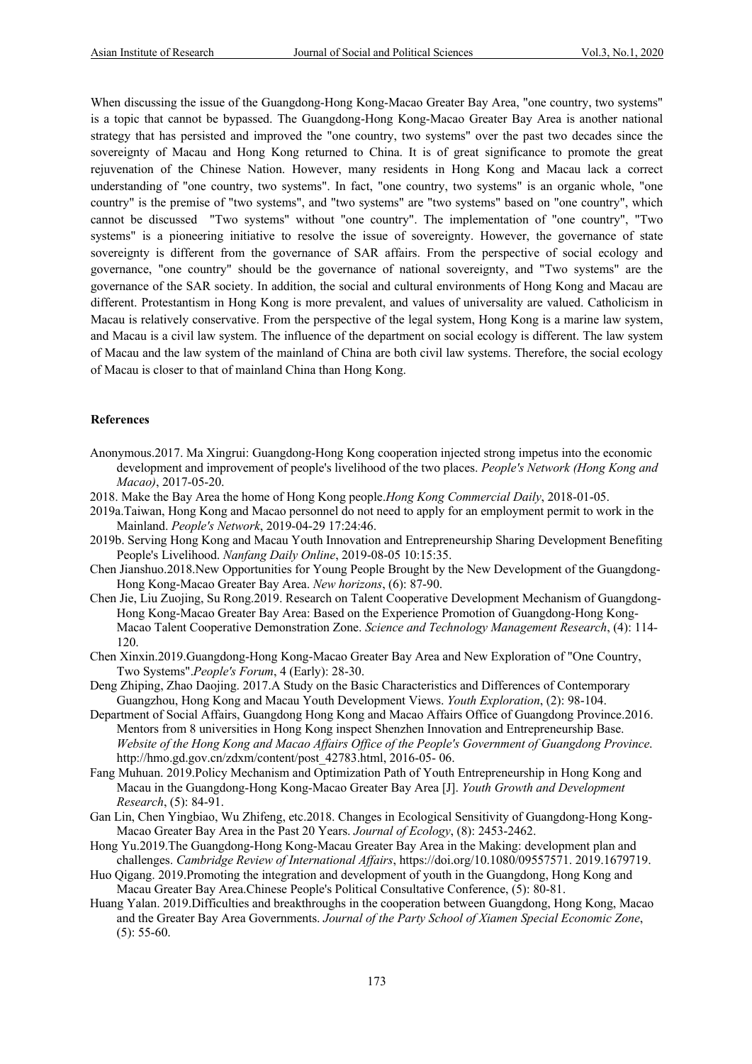When discussing the issue of the Guangdong-Hong Kong-Macao Greater Bay Area, "one country, two systems" is a topic that cannot be bypassed. The Guangdong-Hong Kong-Macao Greater Bay Area is another national strategy that has persisted and improved the "one country, two systems" over the past two decades since the sovereignty of Macau and Hong Kong returned to China. It is of great significance to promote the great rejuvenation of the Chinese Nation. However, many residents in Hong Kong and Macau lack a correct understanding of "one country, two systems". In fact, "one country, two systems" is an organic whole, "one country" is the premise of "two systems", and "two systems" are "two systems" based on "one country", which cannot be discussed "Two systems" without "one country". The implementation of "one country", "Two systems" is a pioneering initiative to resolve the issue of sovereignty. However, the governance of state sovereignty is different from the governance of SAR affairs. From the perspective of social ecology and governance, "one country" should be the governance of national sovereignty, and "Two systems" are the governance of the SAR society. In addition, the social and cultural environments of Hong Kong and Macau are different. Protestantism in Hong Kong is more prevalent, and values of universality are valued. Catholicism in Macau is relatively conservative. From the perspective of the legal system, Hong Kong is a marine law system, and Macau is a civil law system. The influence of the department on social ecology is different. The law system of Macau and the law system of the mainland of China are both civil law systems. Therefore, the social ecology of Macau is closer to that of mainland China than Hong Kong.

**References**

Anonymous.2017. Ma Xingrui: Guangdong-Hong Kong cooperation injected strong impetus into the economic development and improvement of people's livelihood of the two places. *People's Network (Hong Kong and Macao)*, 2017-05-20.

2018. Make the Bay Area the home of Hong Kong people.*Hong Kong Commercial Daily*, 2018-01-05.

2019a.Taiwan, Hong Kong and Macao personnel do not need to apply for an employment permit to work in the Mainland. *People's Network*, 2019-04-29 17:24:46.

2019b. Serving Hong Kong and Macau Youth Innovation and Entrepreneurship Sharing Development Benefiting People's Livelihood. *Nanfang Daily Online*, 2019-08-05 10:15:35.

Chen Jianshuo.2018.New Opportunities for Young People Brought by the New Development of the Guangdong-Hong Kong-Macao Greater Bay Area. *New horizons*, (6): 87-90.

Chen Jie, Liu Zuojing, Su Rong.2019. Research on Talent Cooperative Development Mechanism of Guangdong-Hong Kong-Macao Greater Bay Area: Based on the Experience Promotion of Guangdong-Hong Kong-Macao Talent Cooperative Demonstration Zone. *Science and Technology Management Research*, (4): 114-120.

Chen Xinxin.2019.Guangdong-Hong Kong-Macao Greater Bay Area and New Exploration of "One Country, Two Systems".*People's Forum*, 4 (Early): 28-30.

Deng Zhiping, Zhao Daojing. 2017.A Study on the Basic Characteristics and Differences of Contemporary Guangzhou, Hong Kong and Macau Youth Development Views. *Youth Exploration*, (2): 98-104.

Department of Social Affairs, Guangdong Hong Kong and Macao Affairs Office of Guangdong Province.2016. Mentors from 8 universities in Hong Kong inspect Shenzhen Innovation and Entrepreneurship Base. *Website of the Hong Kong and Macao Affairs Office of the People's Government of Guangdong Province*. http://hmo.gd.gov.cn/zdxm/content/post_42783.html, 2016-05- 06.

Fang Muhuan. 2019.Policy Mechanism and Optimization Path of Youth Entrepreneurship in Hong Kong and Macau in the Guangdong-Hong Kong-Macao Greater Bay Area [J]. *Youth Growth and Development Research*, (5): 84-91.

Gan Lin, Chen Yingbiao, Wu Zhifeng, etc.2018. Changes in Ecological Sensitivity of Guangdong-Hong Kong-Macao Greater Bay Area in the Past 20 Years. *Journal of Ecology*, (8): 2453-2462.

Hong Yu.2019.The Guangdong-Hong Kong-Macau Greater Bay Area in the Making: development plan and challenges. *Cambridge Review of International Affairs*, https://doi.org/10.1080/09557571. 2019.1679719.

Huo Qigang. 2019.Promoting the integration and development of youth in the Guangdong, Hong Kong and Macau Greater Bay Area.Chinese People's Political Consultative Conference, (5): 80-81.

Huang Yalan. 2019.Difficulties and breakthroughs in the cooperation between Guangdong, Hong Kong, Macao and the Greater Bay Area Governments. *Journal of the Party School of Xiamen Special Economic Zone*, (5): 55-60.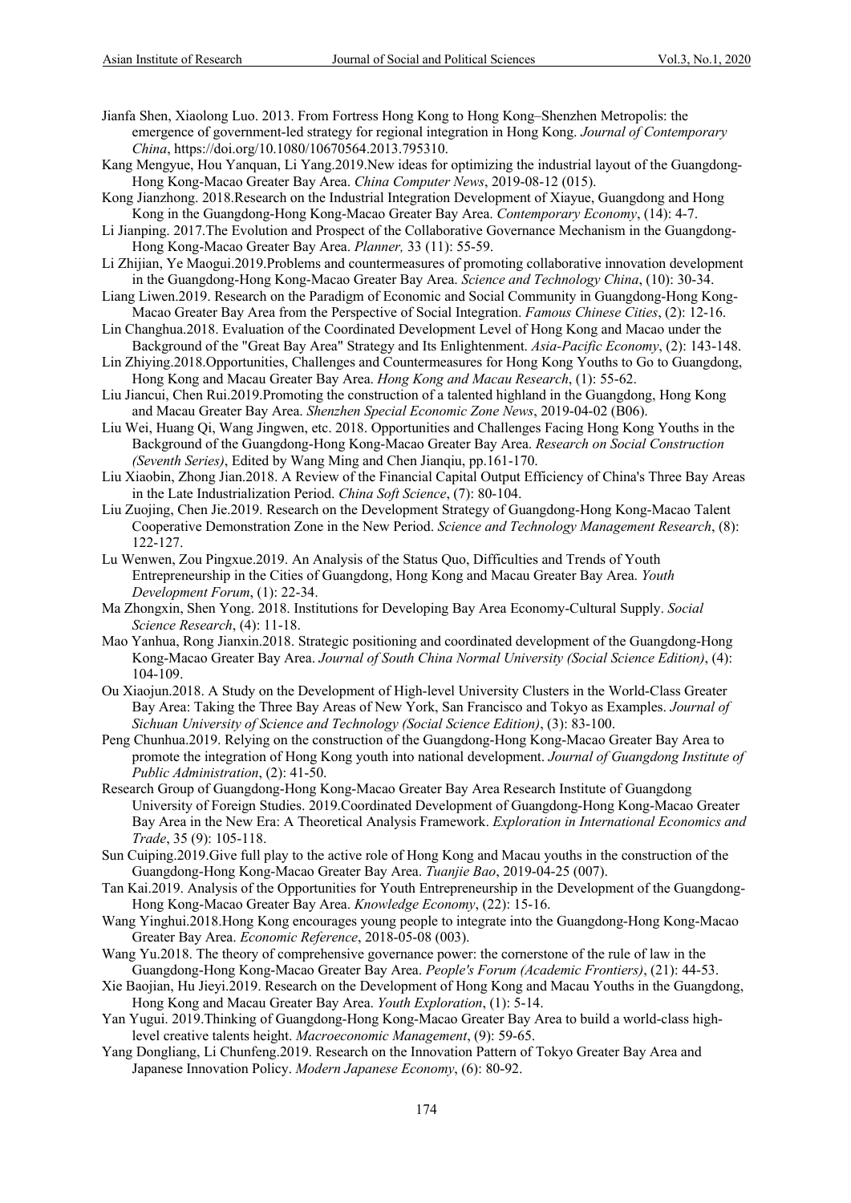Jianfa Shen, Xiaolong Luo. 2013. From Fortress Hong Kong to Hong Kong–Shenzhen Metropolis: the emergence of government-led strategy for regional integration in Hong Kong. *Journal of Contemporary China*, https://doi.org/10.1080/10670564.2013.795310.

Kang Mengyue, Hou Yanquan, Li Yang.2019.New ideas for optimizing the industrial layout of the Guangdong-Hong Kong-Macao Greater Bay Area. *China Computer News*, 2019-08-12 (015).

Kong Jianzhong. 2018.Research on the Industrial Integration Development of Xiayue, Guangdong and Hong Kong in the Guangdong-Hong Kong-Macao Greater Bay Area. *Contemporary Economy*, (14): 4-7.

Li Jianping. 2017.The Evolution and Prospect of the Collaborative Governance Mechanism in the Guangdong-Hong Kong-Macao Greater Bay Area. *Planner,* 33 (11): 55-59.

Li Zhijian, Ye Maogui.2019.Problems and countermeasures of promoting collaborative innovation development in the Guangdong-Hong Kong-Macao Greater Bay Area. *Science and Technology China*, (10): 30-34.

Liang Liwen.2019. Research on the Paradigm of Economic and Social Community in Guangdong-Hong Kong-Macao Greater Bay Area from the Perspective of Social Integration. *Famous Chinese Cities*, (2): 12-16.

Lin Changhua.2018. Evaluation of the Coordinated Development Level of Hong Kong and Macao under the Background of the "Great Bay Area" Strategy and Its Enlightenment. *Asia-Pacific Economy*, (2): 143-148.

Lin Zhiying.2018.Opportunities, Challenges and Countermeasures for Hong Kong Youths to Go to Guangdong, Hong Kong and Macau Greater Bay Area. *Hong Kong and Macau Research*, (1): 55-62.

Liu Jiancui, Chen Rui.2019.Promoting the construction of a talented highland in the Guangdong, Hong Kong and Macau Greater Bay Area. *Shenzhen Special Economic Zone News*, 2019-04-02 (B06).

Liu Wei, Huang Qi, Wang Jingwen, etc. 2018. Opportunities and Challenges Facing Hong Kong Youths in the Background of the Guangdong-Hong Kong-Macao Greater Bay Area. *Research on Social Construction (Seventh Series)*, Edited by Wang Ming and Chen Jianqiu, pp.161-170.

Liu Xiaobin, Zhong Jian.2018. A Review of the Financial Capital Output Efficiency of China's Three Bay Areas in the Late Industrialization Period. *China Soft Science*, (7): 80-104.

Liu Zuojing, Chen Jie.2019. Research on the Development Strategy of Guangdong-Hong Kong-Macao Talent Cooperative Demonstration Zone in the New Period. *Science and Technology Management Research*, (8): 122-127.

Lu Wenwen, Zou Pingxue.2019. An Analysis of the Status Quo, Difficulties and Trends of Youth Entrepreneurship in the Cities of Guangdong, Hong Kong and Macau Greater Bay Area. *Youth Development Forum*, (1): 22-34.

Ma Zhongxin, Shen Yong. 2018. Institutions for Developing Bay Area Economy-Cultural Supply. *Social Science Research*, (4): 11-18.

Mao Yanhua, Rong Jianxin.2018. Strategic positioning and coordinated development of the Guangdong-Hong Kong-Macao Greater Bay Area. *Journal of South China Normal University (Social Science Edition)*, (4): 104-109.

Ou Xiaojun.2018. A Study on the Development of High-level University Clusters in the World-Class Greater Bay Area: Taking the Three Bay Areas of New York, San Francisco and Tokyo as Examples. *Journal of Sichuan University of Science and Technology (Social Science Edition)*, (3): 83-100.

Peng Chunhua.2019. Relying on the construction of the Guangdong-Hong Kong-Macao Greater Bay Area to promote the integration of Hong Kong youth into national development. *Journal of Guangdong Institute of Public Administration*, (2): 41-50.

Research Group of Guangdong-Hong Kong-Macao Greater Bay Area Research Institute of Guangdong University of Foreign Studies. 2019.Coordinated Development of Guangdong-Hong Kong-Macao Greater Bay Area in the New Era: A Theoretical Analysis Framework. *Exploration in International Economics and Trade*, 35 (9): 105-118.

Sun Cuiping.2019.Give full play to the active role of Hong Kong and Macau youths in the construction of the Guangdong-Hong Kong-Macao Greater Bay Area. *Tuanjie Bao*, 2019-04-25 (007).

Tan Kai.2019. Analysis of the Opportunities for Youth Entrepreneurship in the Development of the Guangdong-Hong Kong-Macao Greater Bay Area. *Knowledge Economy*, (22): 15-16.

Wang Yinghui.2018.Hong Kong encourages young people to integrate into the Guangdong-Hong Kong-Macao Greater Bay Area. *Economic Reference*, 2018-05-08 (003).

Wang Yu.2018. The theory of comprehensive governance power: the cornerstone of the rule of law in the Guangdong-Hong Kong-Macao Greater Bay Area. *People's Forum (Academic Frontiers)*, (21): 44-53.

Xie Baojian, Hu Jieyi.2019. Research on the Development of Hong Kong and Macau Youths in the Guangdong, Hong Kong and Macau Greater Bay Area. *Youth Exploration*, (1): 5-14.

Yan Yugui. 2019.Thinking of Guangdong-Hong Kong-Macao Greater Bay Area to build a world-class high-level creative talents height. *Macroeconomic Management*, (9): 59-65.

Yang Dongliang, Li Chunfeng.2019. Research on the Innovation Pattern of Tokyo Greater Bay Area and Japanese Innovation Policy. *Modern Japanese Economy*, (6): 80-92.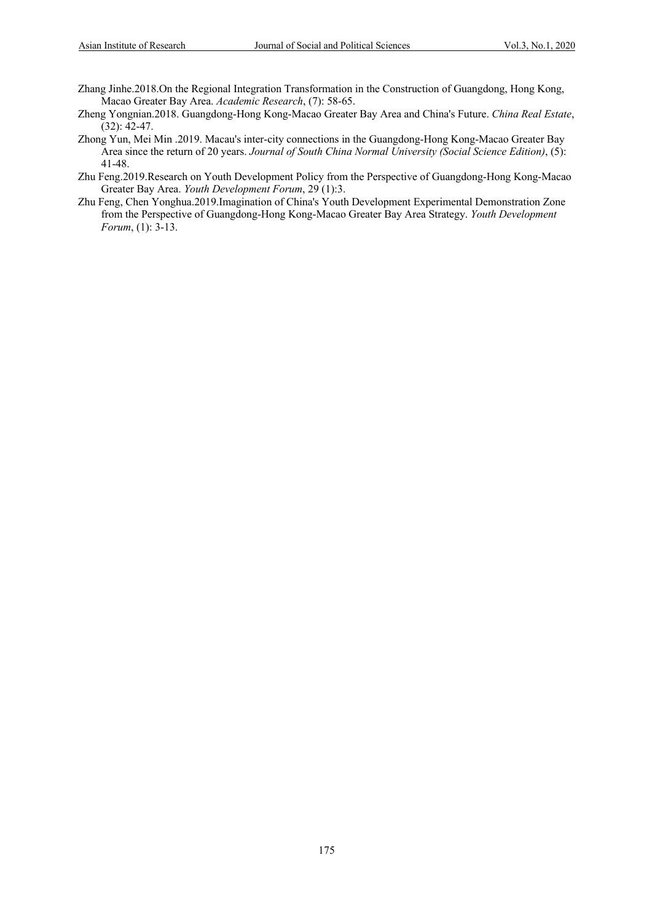Zhang Jinhe.2018.On the Regional Integration Transformation in the Construction of Guangdong, Hong Kong, Macao Greater Bay Area. *Academic Research*, (7): 58-65.

Zheng Yongnian.2018. Guangdong-Hong Kong-Macao Greater Bay Area and China's Future. *China Real Estate*, (32): 42-47.

Zhong Yun, Mei Min .2019. Macau's inter-city connections in the Guangdong-Hong Kong-Macao Greater Bay Area since the return of 20 years. *Journal of South China Normal University (Social Science Edition)*, (5): 41-48.

Zhu Feng.2019.Research on Youth Development Policy from the Perspective of Guangdong-Hong Kong-Macao Greater Bay Area. *Youth Development Forum*, 29 (1):3.

Zhu Feng, Chen Yonghua.2019.Imagination of China's Youth Development Experimental Demonstration Zone from the Perspective of Guangdong-Hong Kong-Macao Greater Bay Area Strategy. *Youth Development Forum*, (1): 3-13.